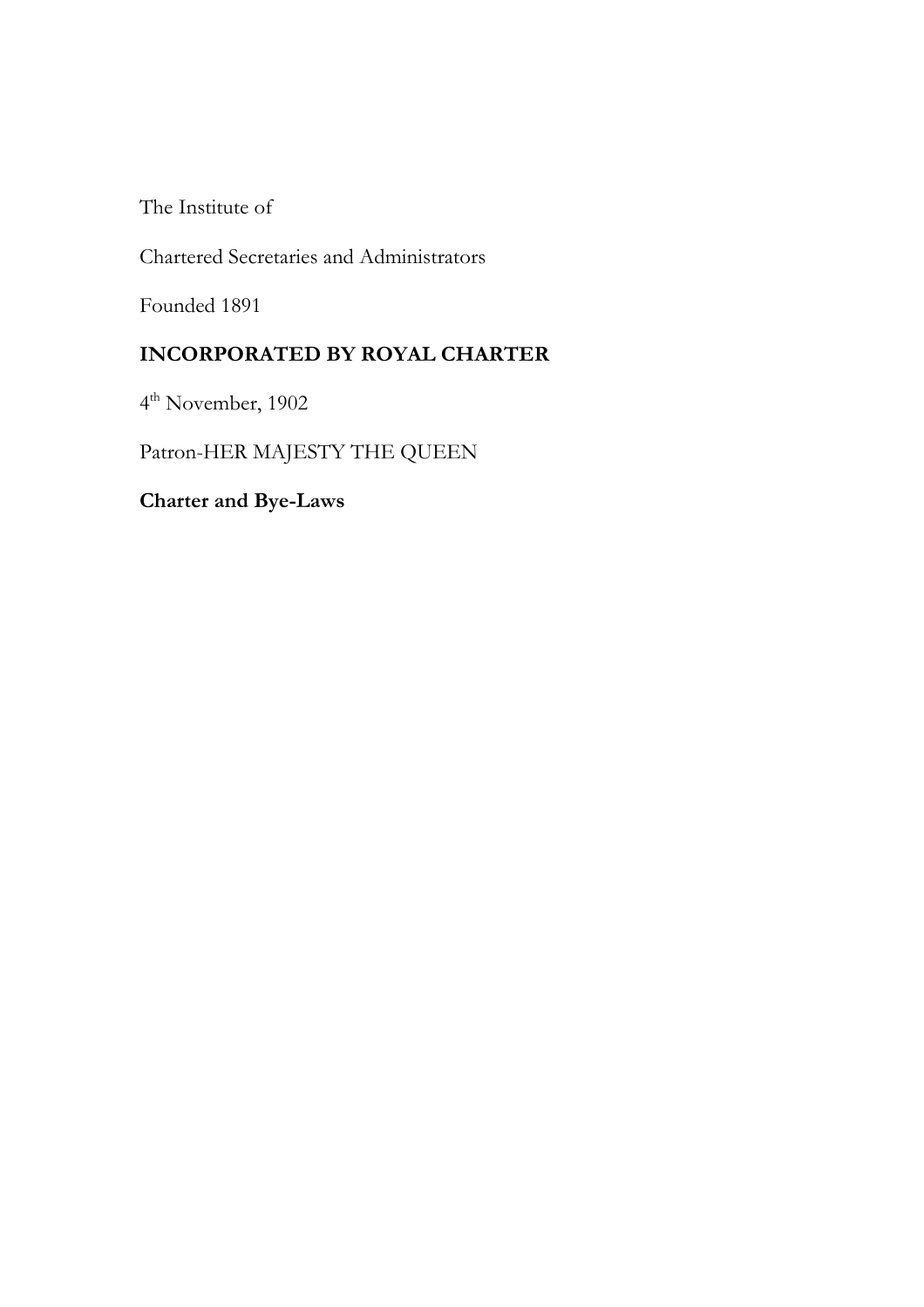The Institute of

Chartered Secretaries and Administrators

Founded 1891

**INCORPORATED BY ROYAL CHARTER**

4th November, 1902

Patron-HER MAJESTY THE QUEEN

**Charter and Bye-Laws**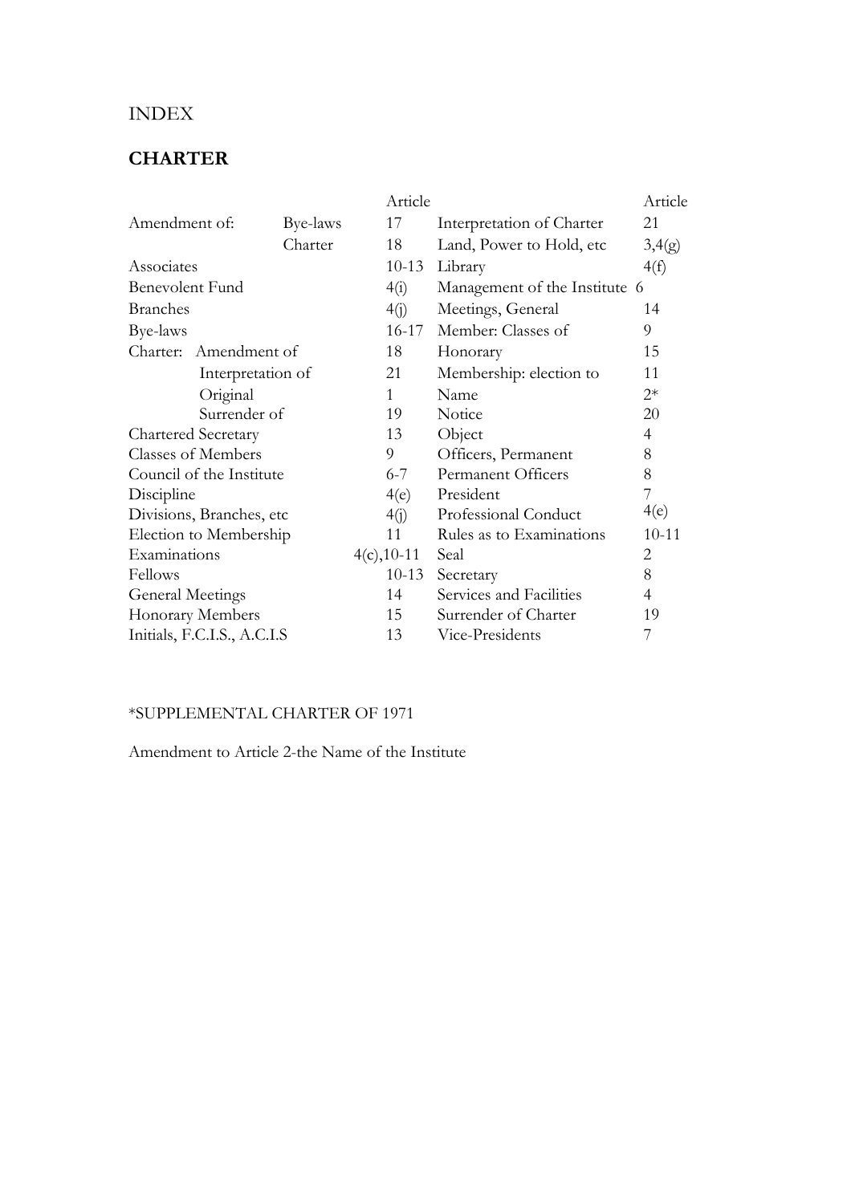INDEX

## CHARTER

| | | Article | | Article |
|---|---|---|---|---|
| Amendment of: | Bye-laws | 17 | Interpretation of Charter | 21 |
| | Charter | 18 | Land, Power to Hold, etc | 3,4(g) |
| Associates | | 10-13 | Library | 4(f) |
| Benevolent Fund | | 4(i) | Management of the Institute | 6 |
| Branches | | 4(j) | Meetings, General | 14 |
| Bye-laws | | 16-17 | Member: Classes of | 9 |
| Charter: | Amendment of | 18 | Honorary | 15 |
| | Interpretation of | 21 | Membership: election to | 11 |
| | Original | 1 | Name | 2* |
| | Surrender of | 19 | Notice | 20 |
| Chartered Secretary | | 13 | Object | 4 |
| Classes of Members | | 9 | Officers, Permanent | 8 |
| Council of the Institute | | 6-7 | Permanent Officers | 8 |
| Discipline | | 4(e) | President | 7 |
| Divisions, Branches, etc | | 4(j) | Professional Conduct | 4(e) |
| Election to Membership | | 11 | Rules as to Examinations | 10-11 |
| Examinations | | 4(c),10-11 | Seal | 2 |
| Fellows | | 10-13 | Secretary | 8 |
| General Meetings | | 14 | Services and Facilities | 4 |
| Honorary Members | | 15 | Surrender of Charter | 19 |
| Initials, F.C.I.S., A.C.I.S | | 13 | Vice-Presidents | 7 |

*SUPPLEMENTAL CHARTER OF 1971

Amendment to Article 2-the Name of the Institute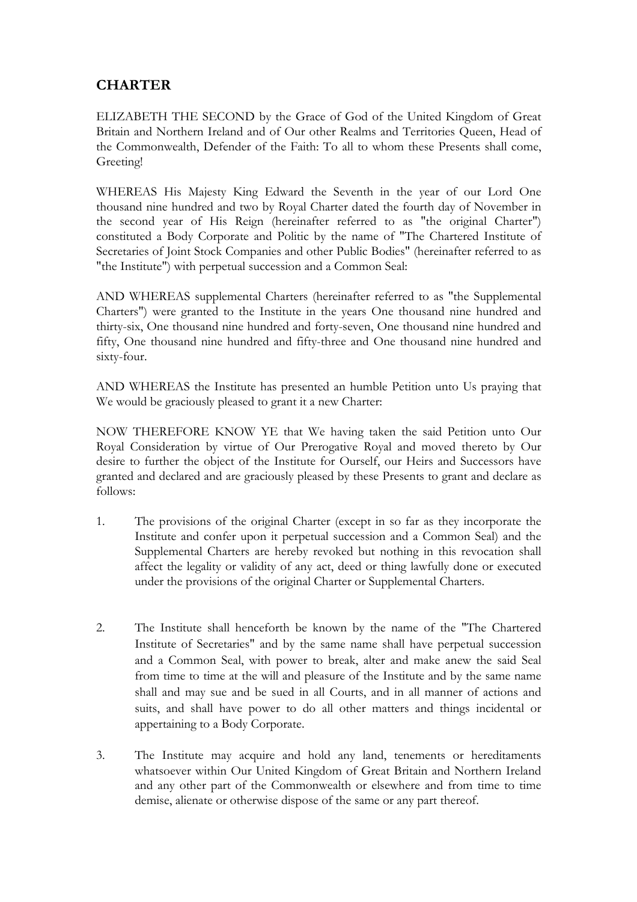## CHARTER

ELIZABETH THE SECOND by the Grace of God of the United Kingdom of Great Britain and Northern Ireland and of Our other Realms and Territories Queen, Head of the Commonwealth, Defender of the Faith: To all to whom these Presents shall come, Greeting!

WHEREAS His Majesty King Edward the Seventh in the year of our Lord One thousand nine hundred and two by Royal Charter dated the fourth day of November in the second year of His Reign (hereinafter referred to as "the original Charter") constituted a Body Corporate and Politic by the name of "The Chartered Institute of Secretaries of Joint Stock Companies and other Public Bodies" (hereinafter referred to as "the Institute") with perpetual succession and a Common Seal:

AND WHEREAS supplemental Charters (hereinafter referred to as "the Supplemental Charters") were granted to the Institute in the years One thousand nine hundred and thirty-six, One thousand nine hundred and forty-seven, One thousand nine hundred and fifty, One thousand nine hundred and fifty-three and One thousand nine hundred and sixty-four.

AND WHEREAS the Institute has presented an humble Petition unto Us praying that We would be graciously pleased to grant it a new Charter:

NOW THEREFORE KNOW YE that We having taken the said Petition unto Our Royal Consideration by virtue of Our Prerogative Royal and moved thereto by Our desire to further the object of the Institute for Ourself, our Heirs and Successors have granted and declared and are graciously pleased by these Presents to grant and declare as follows:

1. The provisions of the original Charter (except in so far as they incorporate the Institute and confer upon it perpetual succession and a Common Seal) and the Supplemental Charters are hereby revoked but nothing in this revocation shall affect the legality or validity of any act, deed or thing lawfully done or executed under the provisions of the original Charter or Supplemental Charters.

2. The Institute shall henceforth be known by the name of the "The Chartered Institute of Secretaries" and by the same name shall have perpetual succession and a Common Seal, with power to break, alter and make anew the said Seal from time to time at the will and pleasure of the Institute and by the same name shall and may sue and be sued in all Courts, and in all manner of actions and suits, and shall have power to do all other matters and things incidental or appertaining to a Body Corporate.

3. The Institute may acquire and hold any land, tenements or hereditaments whatsoever within Our United Kingdom of Great Britain and Northern Ireland and any other part of the Commonwealth or elsewhere and from time to time demise, alienate or otherwise dispose of the same or any part thereof.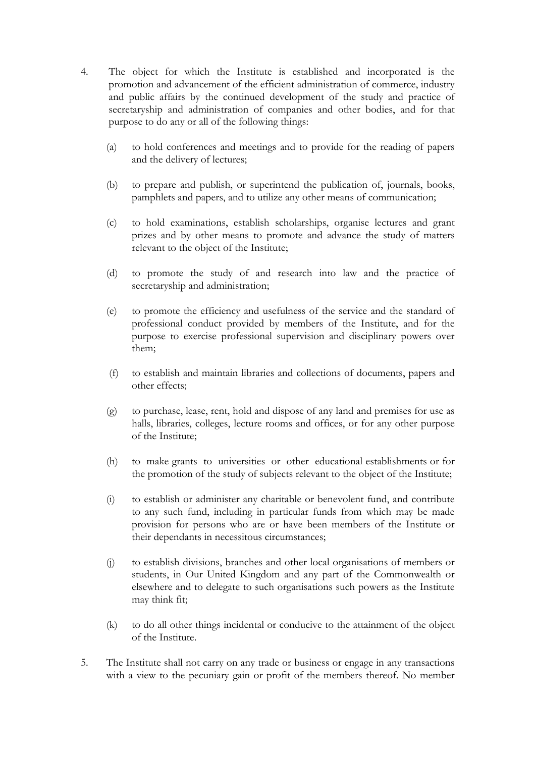4. The object for which the Institute is established and incorporated is the promotion and advancement of the efficient administration of commerce, industry and public affairs by the continued development of the study and practice of secretaryship and administration of companies and other bodies, and for that purpose to do any or all of the following things:

   (a) to hold conferences and meetings and to provide for the reading of papers and the delivery of lectures;

   (b) to prepare and publish, or superintend the publication of, journals, books, pamphlets and papers, and to utilize any other means of communication;

   (c) to hold examinations, establish scholarships, organise lectures and grant prizes and by other means to promote and advance the study of matters relevant to the object of the Institute;

   (d) to promote the study of and research into law and the practice of secretaryship and administration;

   (e) to promote the efficiency and usefulness of the service and the standard of professional conduct provided by members of the Institute, and for the purpose to exercise professional supervision and disciplinary powers over them;

   (f) to establish and maintain libraries and collections of documents, papers and other effects;

   (g) to purchase, lease, rent, hold and dispose of any land and premises for use as halls, libraries, colleges, lecture rooms and offices, or for any other purpose of the Institute;

   (h) to make grants to universities or other educational establishments or for the promotion of the study of subjects relevant to the object of the Institute;

   (i) to establish or administer any charitable or benevolent fund, and contribute to any such fund, including in particular funds from which may be made provision for persons who are or have been members of the Institute or their dependants in necessitous circumstances;

   (j) to establish divisions, branches and other local organisations of members or students, in Our United Kingdom and any part of the Commonwealth or elsewhere and to delegate to such organisations such powers as the Institute may think fit;

   (k) to do all other things incidental or conducive to the attainment of the object of the Institute.

5. The Institute shall not carry on any trade or business or engage in any transactions with a view to the pecuniary gain or profit of the members thereof. No member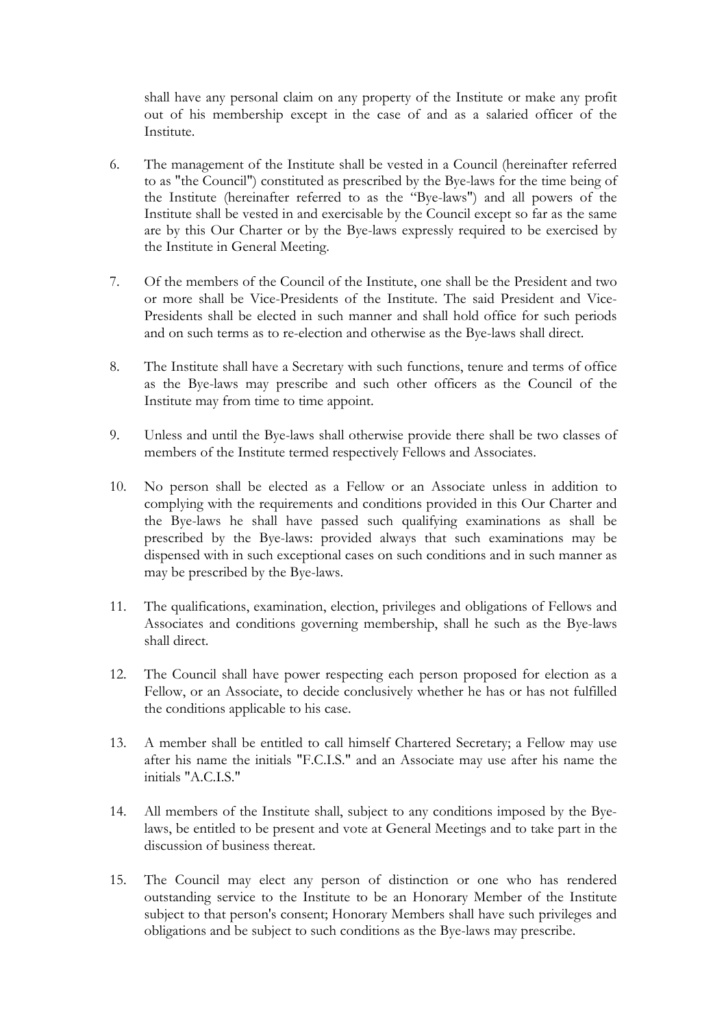shall have any personal claim on any property of the Institute or make any profit out of his membership except in the case of and as a salaried officer of the Institute.

6. The management of the Institute shall be vested in a Council (hereinafter referred to as "the Council") constituted as prescribed by the Bye-laws for the time being of the Institute (hereinafter referred to as the "Bye-laws") and all powers of the Institute shall be vested in and exercisable by the Council except so far as the same are by this Our Charter or by the Bye-laws expressly required to be exercised by the Institute in General Meeting.

7. Of the members of the Council of the Institute, one shall be the President and two or more shall be Vice-Presidents of the Institute. The said President and Vice-Presidents shall be elected in such manner and shall hold office for such periods and on such terms as to re-election and otherwise as the Bye-laws shall direct.

8. The Institute shall have a Secretary with such functions, tenure and terms of office as the Bye-laws may prescribe and such other officers as the Council of the Institute may from time to time appoint.

9. Unless and until the Bye-laws shall otherwise provide there shall be two classes of members of the Institute termed respectively Fellows and Associates.

10. No person shall be elected as a Fellow or an Associate unless in addition to complying with the requirements and conditions provided in this Our Charter and the Bye-laws he shall have passed such qualifying examinations as shall be prescribed by the Bye-laws: provided always that such examinations may be dispensed with in such exceptional cases on such conditions and in such manner as may be prescribed by the Bye-laws.

11. The qualifications, examination, election, privileges and obligations of Fellows and Associates and conditions governing membership, shall he such as the Bye-laws shall direct.

12. The Council shall have power respecting each person proposed for election as a Fellow, or an Associate, to decide conclusively whether he has or has not fulfilled the conditions applicable to his case.

13. A member shall be entitled to call himself Chartered Secretary; a Fellow may use after his name the initials "F.C.I.S." and an Associate may use after his name the initials "A.C.I.S."

14. All members of the Institute shall, subject to any conditions imposed by the Bye-laws, be entitled to be present and vote at General Meetings and to take part in the discussion of business thereat.

15. The Council may elect any person of distinction or one who has rendered outstanding service to the Institute to be an Honorary Member of the Institute subject to that person's consent; Honorary Members shall have such privileges and obligations and be subject to such conditions as the Bye-laws may prescribe.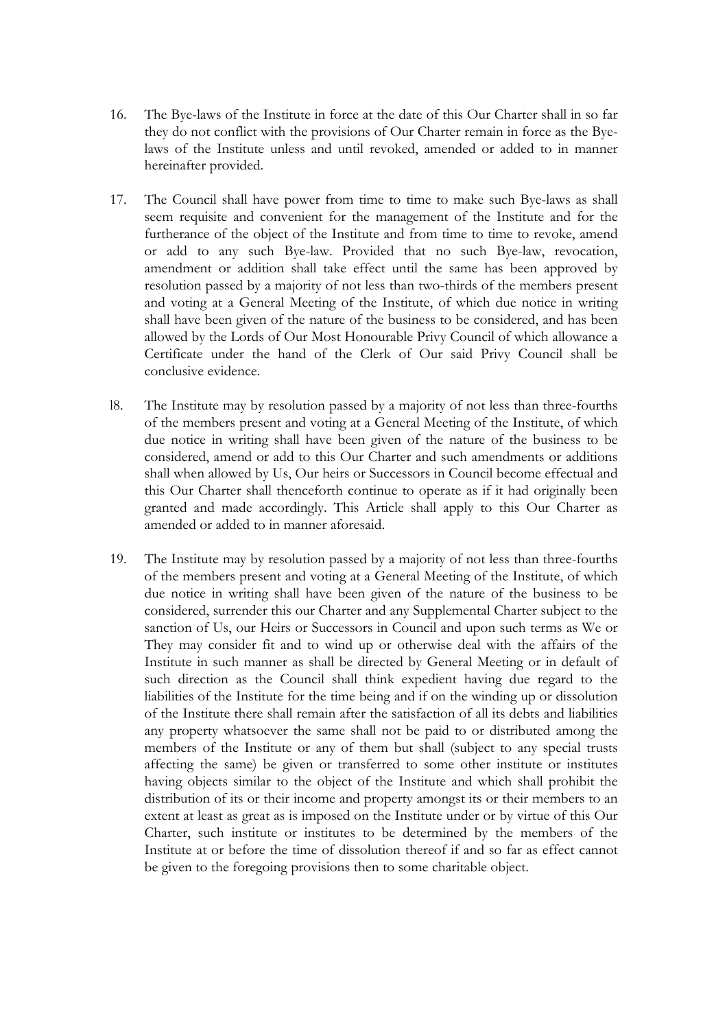16. The Bye-laws of the Institute in force at the date of this Our Charter shall in so far they do not conflict with the provisions of Our Charter remain in force as the Bye-laws of the Institute unless and until revoked, amended or added to in manner hereinafter provided.

17. The Council shall have power from time to time to make such Bye-laws as shall seem requisite and convenient for the management of the Institute and for the furtherance of the object of the Institute and from time to time to revoke, amend or add to any such Bye-law. Provided that no such Bye-law, revocation, amendment or addition shall take effect until the same has been approved by resolution passed by a majority of not less than two-thirds of the members present and voting at a General Meeting of the Institute, of which due notice in writing shall have been given of the nature of the business to be considered, and has been allowed by the Lords of Our Most Honourable Privy Council of which allowance a Certificate under the hand of the Clerk of Our said Privy Council shall be conclusive evidence.

l8. The Institute may by resolution passed by a majority of not less than three-fourths of the members present and voting at a General Meeting of the Institute, of which due notice in writing shall have been given of the nature of the business to be considered, amend or add to this Our Charter and such amendments or additions shall when allowed by Us, Our heirs or Successors in Council become effectual and this Our Charter shall thenceforth continue to operate as if it had originally been granted and made accordingly. This Article shall apply to this Our Charter as amended or added to in manner aforesaid.

19. The Institute may by resolution passed by a majority of not less than three-fourths of the members present and voting at a General Meeting of the Institute, of which due notice in writing shall have been given of the nature of the business to be considered, surrender this our Charter and any Supplemental Charter subject to the sanction of Us, our Heirs or Successors in Council and upon such terms as We or They may consider fit and to wind up or otherwise deal with the affairs of the Institute in such manner as shall be directed by General Meeting or in default of such direction as the Council shall think expedient having due regard to the liabilities of the Institute for the time being and if on the winding up or dissolution of the Institute there shall remain after the satisfaction of all its debts and liabilities any property whatsoever the same shall not be paid to or distributed among the members of the Institute or any of them but shall (subject to any special trusts affecting the same) be given or transferred to some other institute or institutes having objects similar to the object of the Institute and which shall prohibit the distribution of its or their income and property amongst its or their members to an extent at least as great as is imposed on the Institute under or by virtue of this Our Charter, such institute or institutes to be determined by the members of the Institute at or before the time of dissolution thereof if and so far as effect cannot be given to the foregoing provisions then to some charitable object.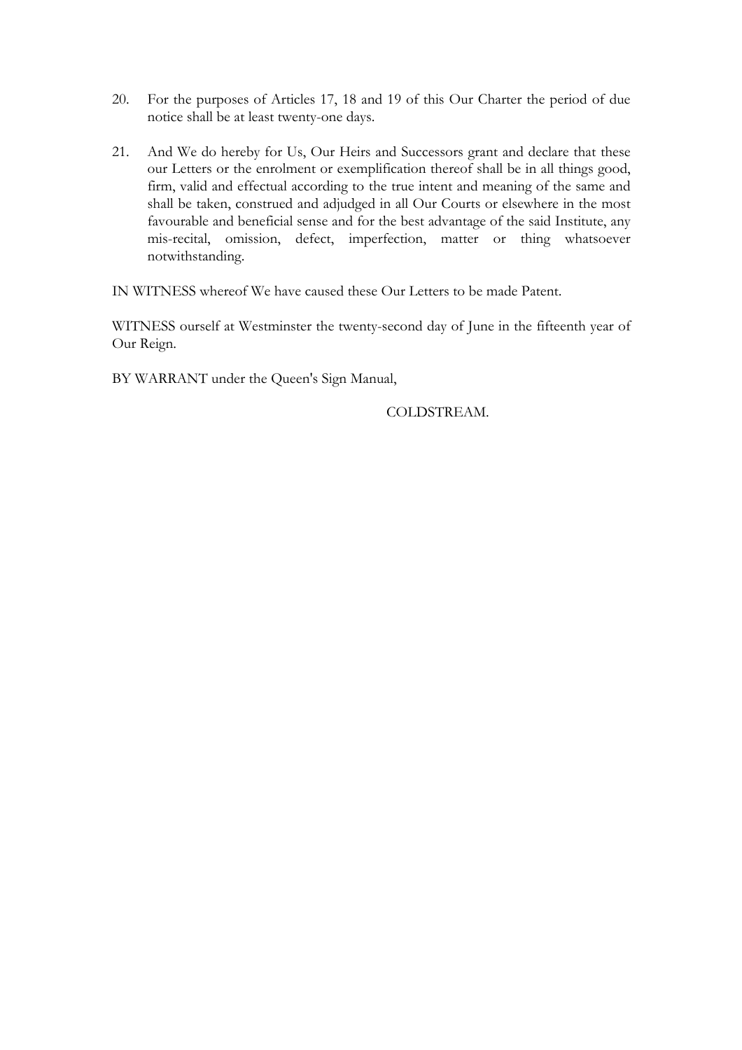20. For the purposes of Articles 17, 18 and 19 of this Our Charter the period of due notice shall be at least twenty-one days.

21. And We do hereby for Us, Our Heirs and Successors grant and declare that these our Letters or the enrolment or exemplification thereof shall be in all things good, firm, valid and effectual according to the true intent and meaning of the same and shall be taken, construed and adjudged in all Our Courts or elsewhere in the most favourable and beneficial sense and for the best advantage of the said Institute, any mis-recital, omission, defect, imperfection, matter or thing whatsoever notwithstanding.

IN WITNESS whereof We have caused these Our Letters to be made Patent.

WITNESS ourself at Westminster the twenty-second day of June in the fifteenth year of Our Reign.

BY WARRANT under the Queen's Sign Manual,

COLDSTREAM.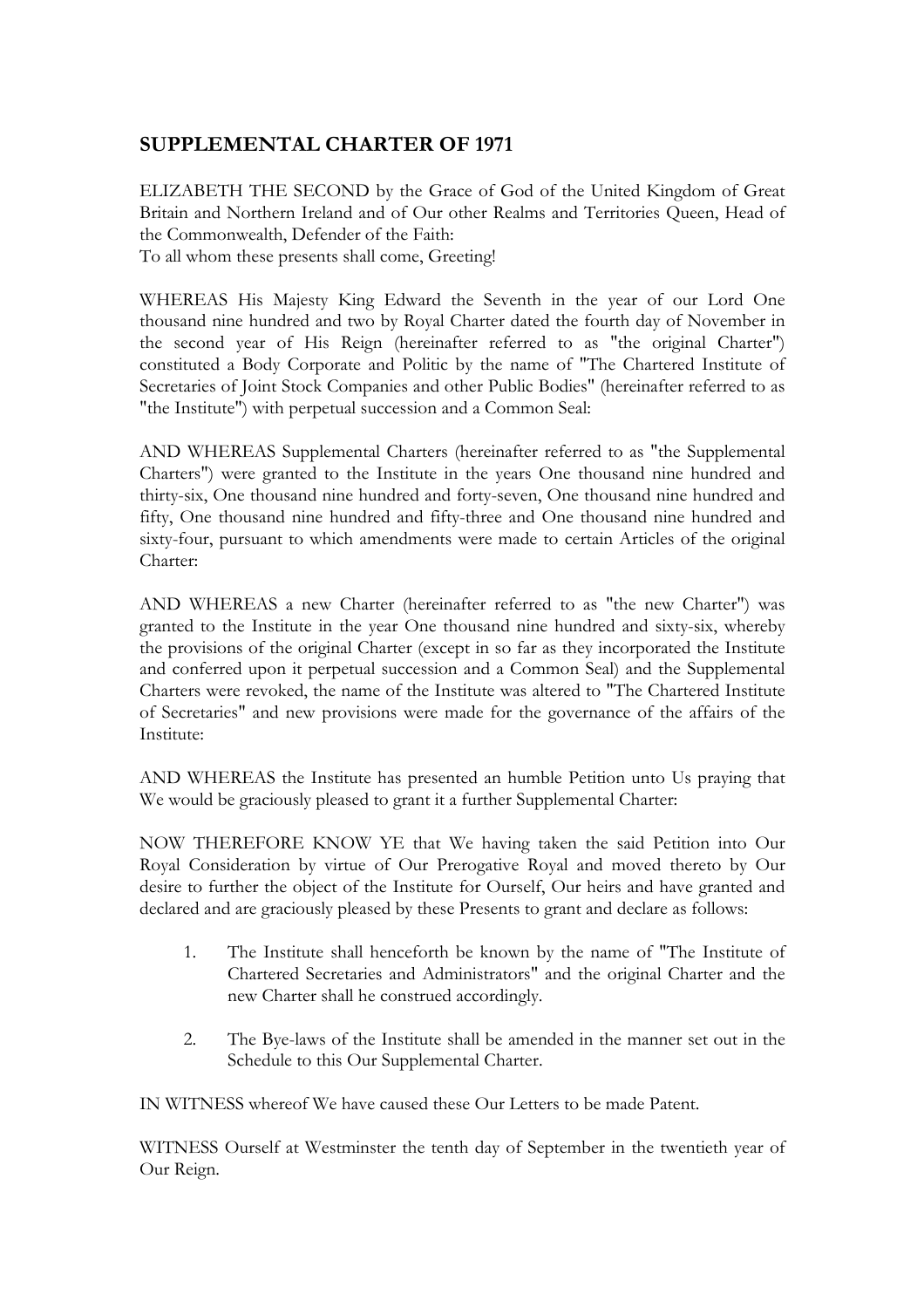## SUPPLEMENTAL CHARTER OF 1971

ELIZABETH THE SECOND by the Grace of God of the United Kingdom of Great Britain and Northern Ireland and of Our other Realms and Territories Queen, Head of the Commonwealth, Defender of the Faith:
To all whom these presents shall come, Greeting!

WHEREAS His Majesty King Edward the Seventh in the year of our Lord One thousand nine hundred and two by Royal Charter dated the fourth day of November in the second year of His Reign (hereinafter referred to as "the original Charter") constituted a Body Corporate and Politic by the name of "The Chartered Institute of Secretaries of Joint Stock Companies and other Public Bodies" (hereinafter referred to as "the Institute") with perpetual succession and a Common Seal:

AND WHEREAS Supplemental Charters (hereinafter referred to as "the Supplemental Charters") were granted to the Institute in the years One thousand nine hundred and thirty-six, One thousand nine hundred and forty-seven, One thousand nine hundred and fifty, One thousand nine hundred and fifty-three and One thousand nine hundred and sixty-four, pursuant to which amendments were made to certain Articles of the original Charter:

AND WHEREAS a new Charter (hereinafter referred to as "the new Charter") was granted to the Institute in the year One thousand nine hundred and sixty-six, whereby the provisions of the original Charter (except in so far as they incorporated the Institute and conferred upon it perpetual succession and a Common Seal) and the Supplemental Charters were revoked, the name of the Institute was altered to "The Chartered Institute of Secretaries" and new provisions were made for the governance of the affairs of the Institute:

AND WHEREAS the Institute has presented an humble Petition unto Us praying that We would be graciously pleased to grant it a further Supplemental Charter:

NOW THEREFORE KNOW YE that We having taken the said Petition into Our Royal Consideration by virtue of Our Prerogative Royal and moved thereto by Our desire to further the object of the Institute for Ourself, Our heirs and have granted and declared and are graciously pleased by these Presents to grant and declare as follows:

1. The Institute shall henceforth be known by the name of "The Institute of Chartered Secretaries and Administrators" and the original Charter and the new Charter shall he construed accordingly.

2. The Bye-laws of the Institute shall be amended in the manner set out in the Schedule to this Our Supplemental Charter.

IN WITNESS whereof We have caused these Our Letters to be made Patent.

WITNESS Ourself at Westminster the tenth day of September in the twentieth year of Our Reign.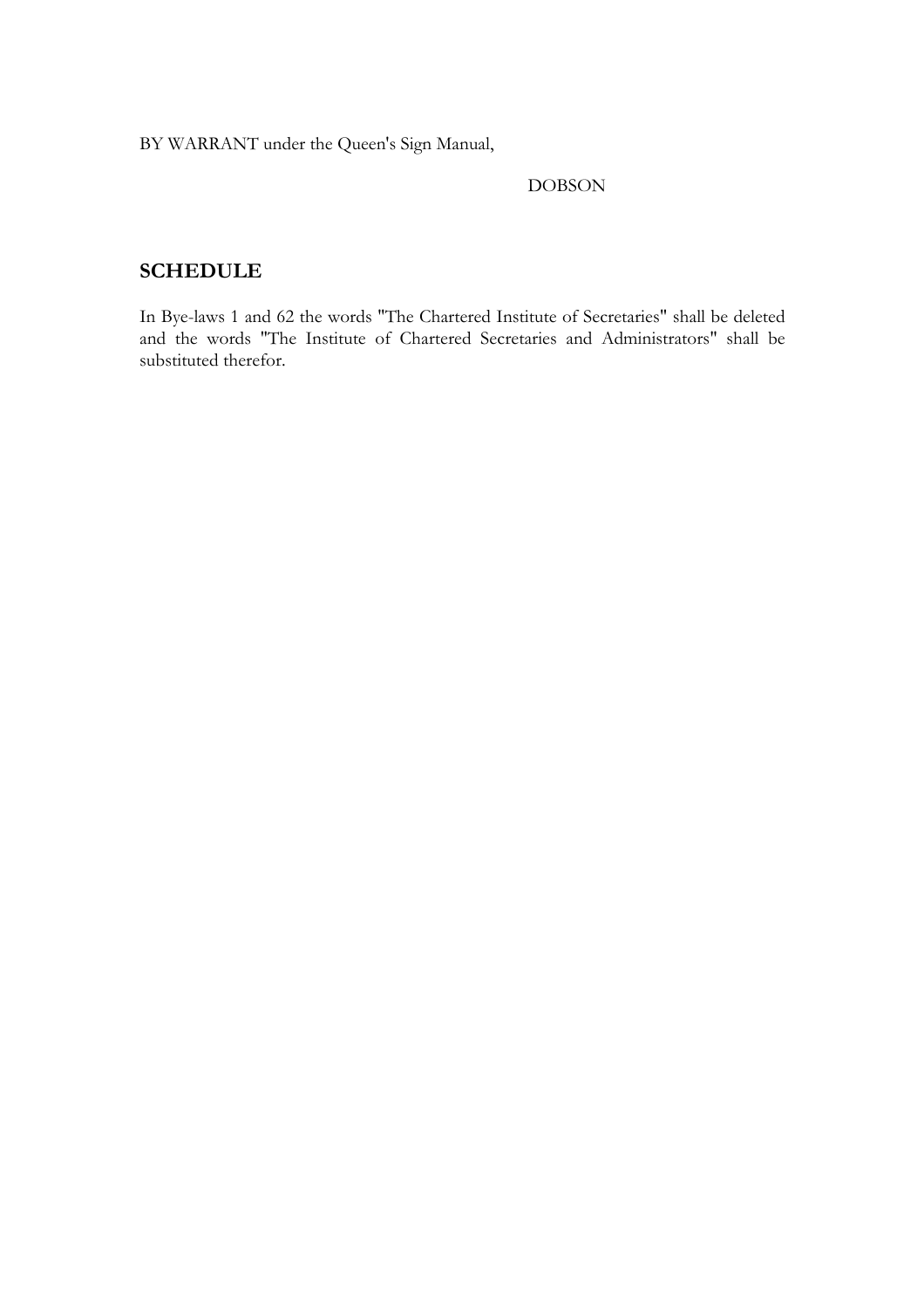BY WARRANT under the Queen's Sign Manual,

DOBSON

## SCHEDULE

In Bye-laws 1 and 62 the words "The Chartered Institute of Secretaries" shall be deleted and the words "The Institute of Chartered Secretaries and Administrators" shall be substituted therefor.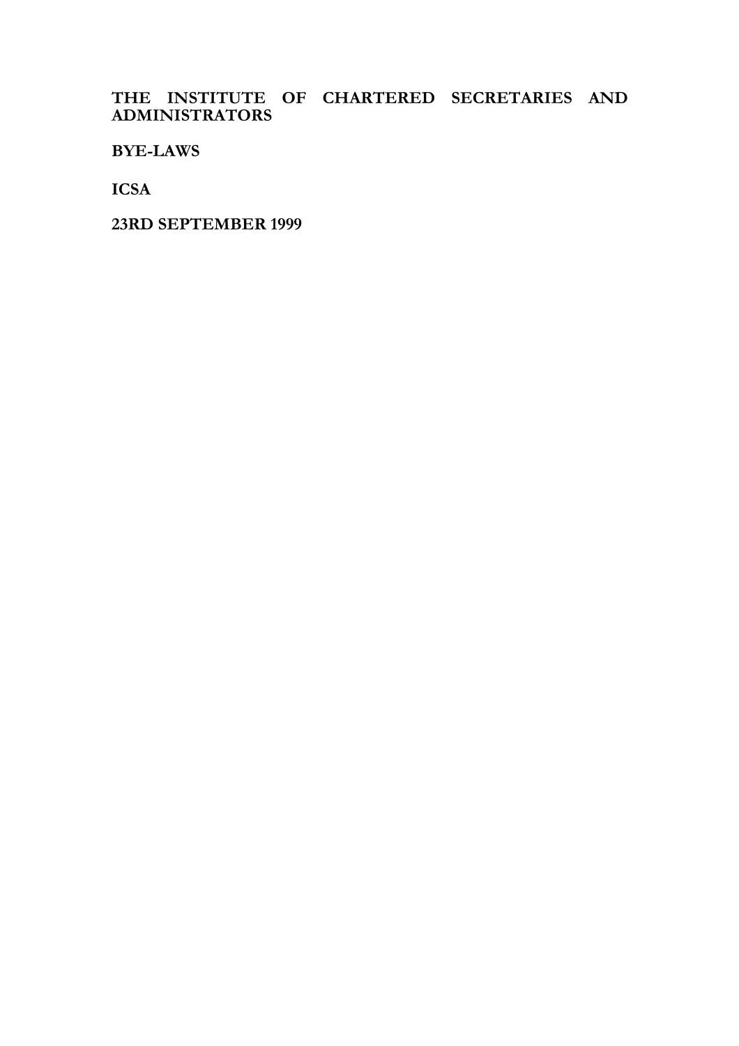**THE INSTITUTE OF CHARTERED SECRETARIES AND ADMINISTRATORS**

**BYE-LAWS**

**ICSA**

**23RD SEPTEMBER 1999**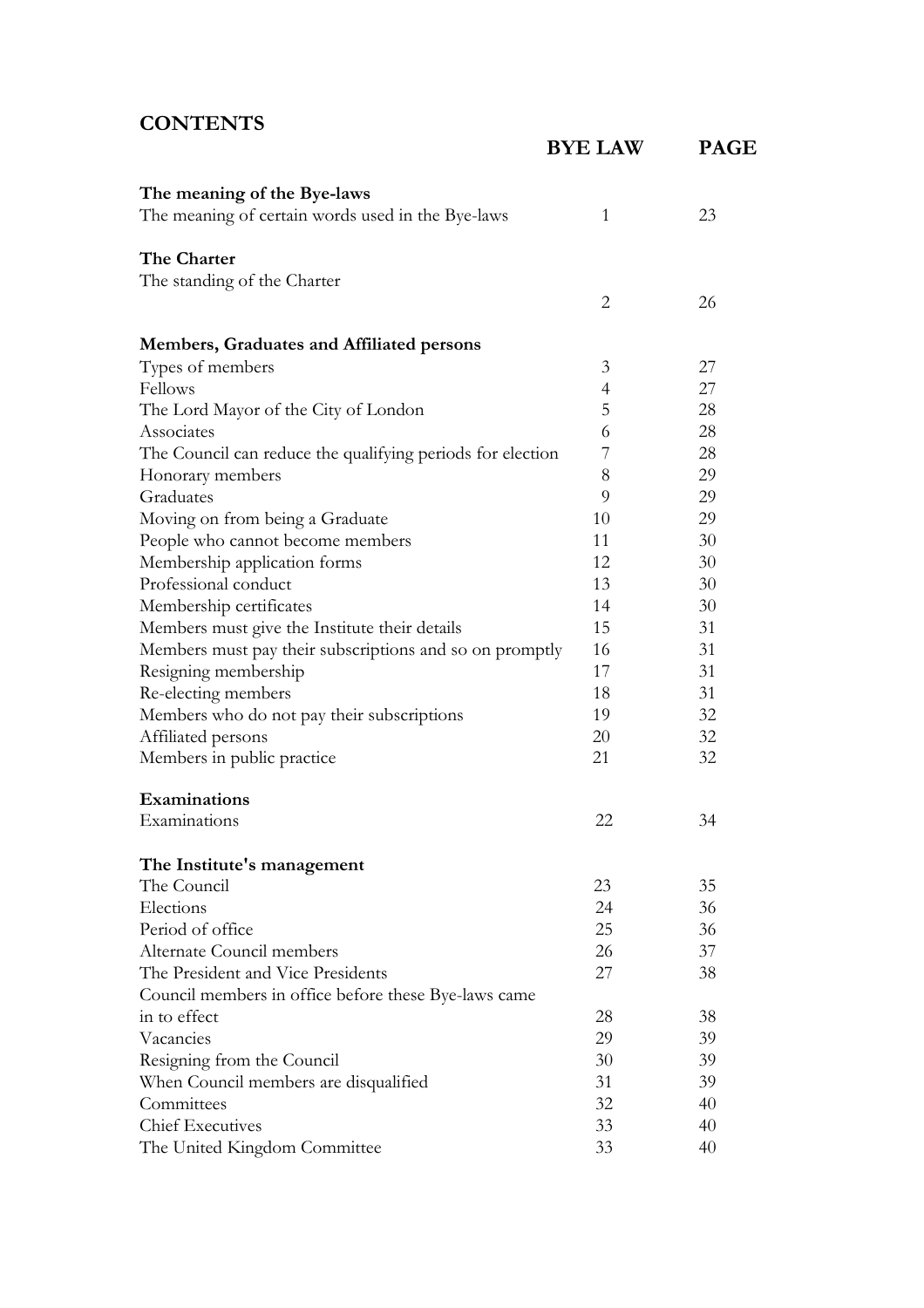## CONTENTS

| | BYE LAW | PAGE |
|---|---|---|
| **The meaning of the Bye-laws** | | |
| The meaning of certain words used in the Bye-laws | 1 | 23 |
| **The Charter** | | |
| The standing of the Charter | 2 | 26 |
| **Members, Graduates and Affiliated persons** | | |
| Types of members | 3 | 27 |
| Fellows | 4 | 27 |
| The Lord Mayor of the City of London | 5 | 28 |
| Associates | 6 | 28 |
| The Council can reduce the qualifying periods for election | 7 | 28 |
| Honorary members | 8 | 29 |
| Graduates | 9 | 29 |
| Moving on from being a Graduate | 10 | 29 |
| People who cannot become members | 11 | 30 |
| Membership application forms | 12 | 30 |
| Professional conduct | 13 | 30 |
| Membership certificates | 14 | 30 |
| Members must give the Institute their details | 15 | 31 |
| Members must pay their subscriptions and so on promptly | 16 | 31 |
| Resigning membership | 17 | 31 |
| Re-electing members | 18 | 31 |
| Members who do not pay their subscriptions | 19 | 32 |
| Affiliated persons | 20 | 32 |
| Members in public practice | 21 | 32 |
| **Examinations** | | |
| Examinations | 22 | 34 |
| **The Institute's management** | | |
| The Council | 23 | 35 |
| Elections | 24 | 36 |
| Period of office | 25 | 36 |
| Alternate Council members | 26 | 37 |
| The President and Vice Presidents | 27 | 38 |
| Council members in office before these Bye-laws came in to effect | 28 | 38 |
| Vacancies | 29 | 39 |
| Resigning from the Council | 30 | 39 |
| When Council members are disqualified | 31 | 39 |
| Committees | 32 | 40 |
| Chief Executives | 33 | 40 |
| The United Kingdom Committee | 33 | 40 |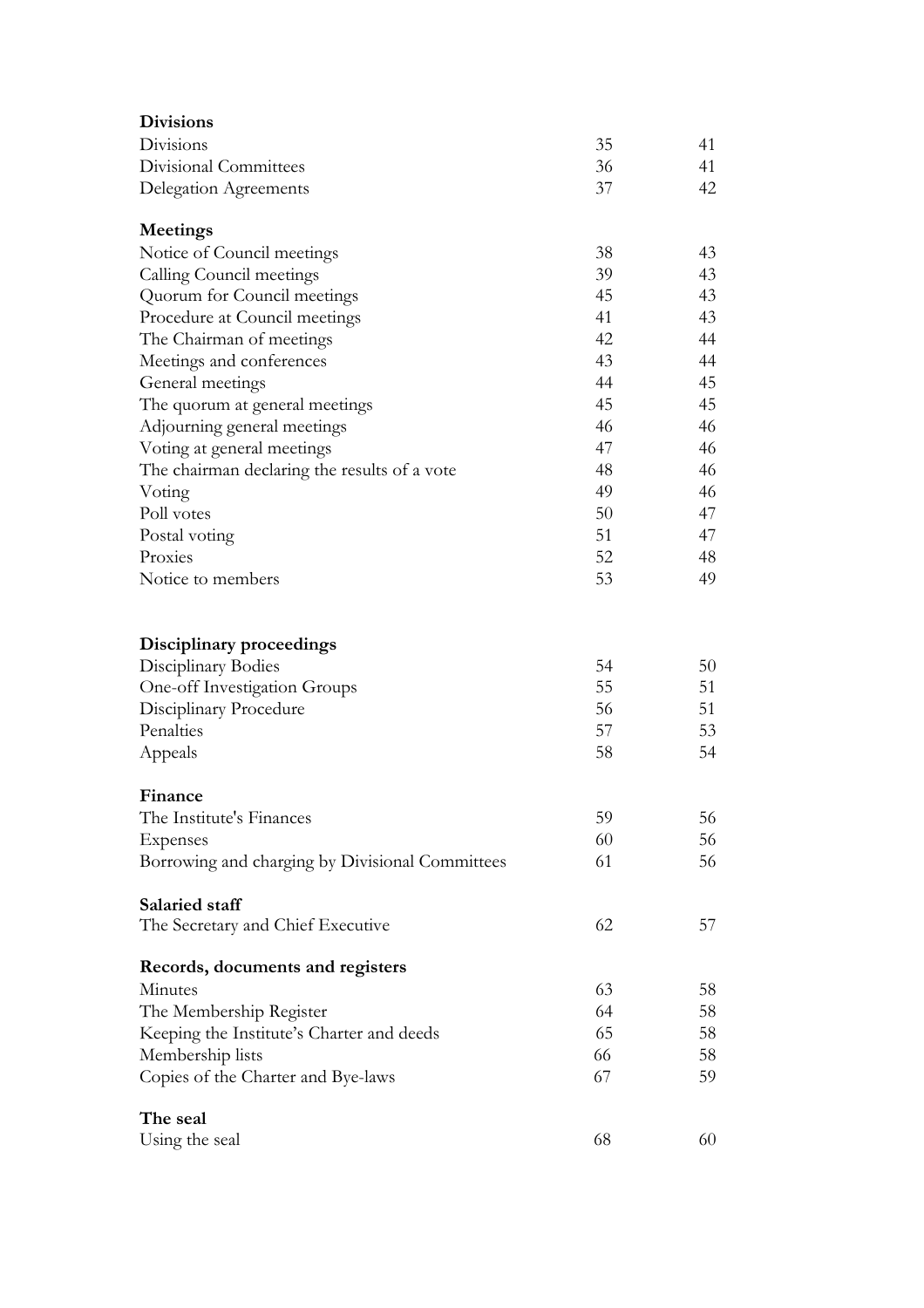| | | |
|---|---|---|
| **Divisions** | | |
| Divisions | 35 | 41 |
| Divisional Committees | 36 | 41 |
| Delegation Agreements | 37 | 42 |
| **Meetings** | | |
| Notice of Council meetings | 38 | 43 |
| Calling Council meetings | 39 | 43 |
| Quorum for Council meetings | 45 | 43 |
| Procedure at Council meetings | 41 | 43 |
| The Chairman of meetings | 42 | 44 |
| Meetings and conferences | 43 | 44 |
| General meetings | 44 | 45 |
| The quorum at general meetings | 45 | 45 |
| Adjourning general meetings | 46 | 46 |
| Voting at general meetings | 47 | 46 |
| The chairman declaring the results of a vote | 48 | 46 |
| Voting | 49 | 46 |
| Poll votes | 50 | 47 |
| Postal voting | 51 | 47 |
| Proxies | 52 | 48 |
| Notice to members | 53 | 49 |
| **Disciplinary proceedings** | | |
| Disciplinary Bodies | 54 | 50 |
| One-off Investigation Groups | 55 | 51 |
| Disciplinary Procedure | 56 | 51 |
| Penalties | 57 | 53 |
| Appeals | 58 | 54 |
| **Finance** | | |
| The Institute's Finances | 59 | 56 |
| Expenses | 60 | 56 |
| Borrowing and charging by Divisional Committees | 61 | 56 |
| **Salaried staff** | | |
| The Secretary and Chief Executive | 62 | 57 |
| **Records, documents and registers** | | |
| Minutes | 63 | 58 |
| The Membership Register | 64 | 58 |
| Keeping the Institute's Charter and deeds | 65 | 58 |
| Membership lists | 66 | 58 |
| Copies of the Charter and Bye-laws | 67 | 59 |
| **The seal** | | |
| Using the seal | 68 | 60 |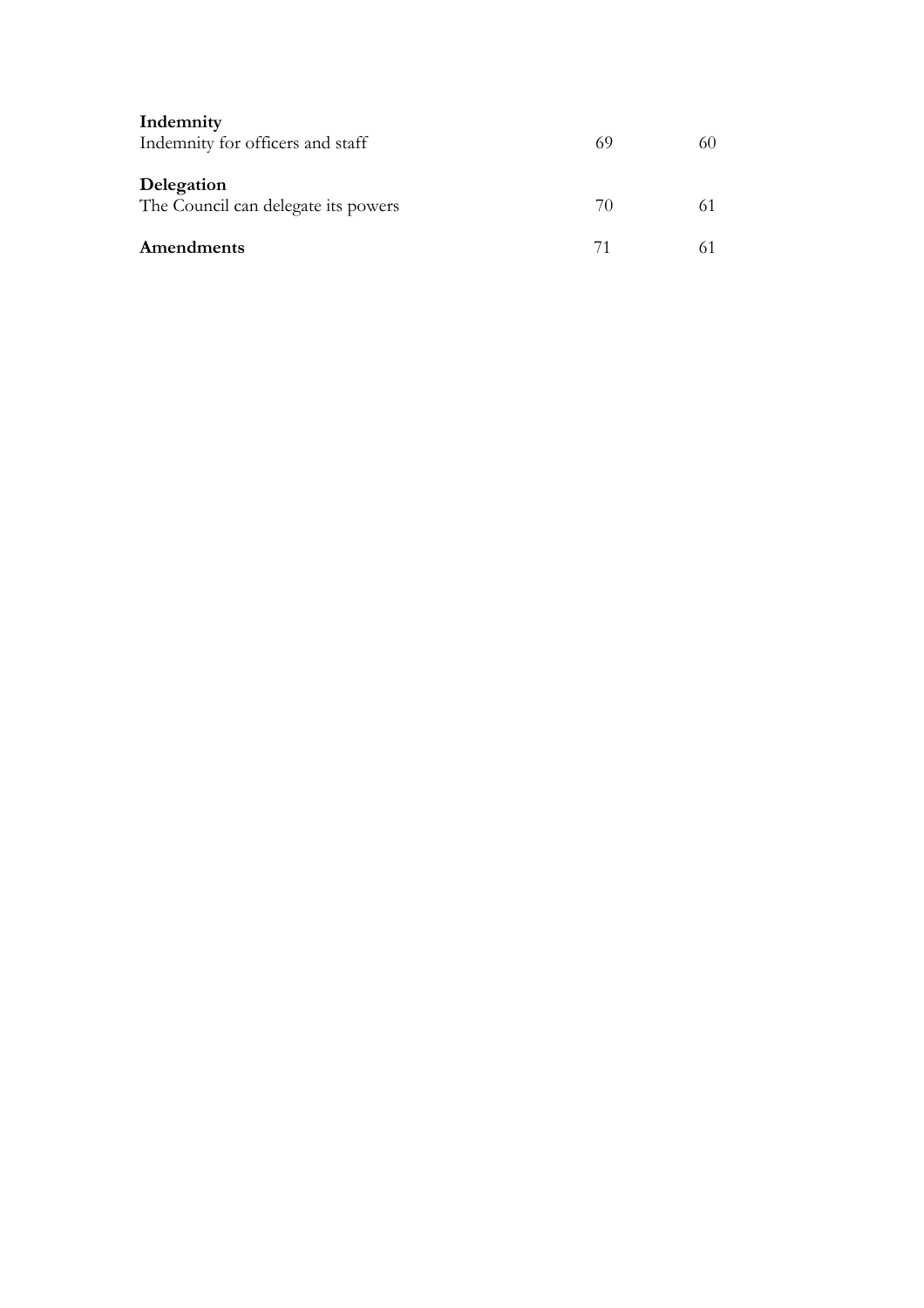| | | |
|---|---|---|
| **Indemnity** | | |
| Indemnity for officers and staff | 69 | 60 |
| **Delegation** | | |
| The Council can delegate its powers | 70 | 61 |
| **Amendments** | 71 | 61 |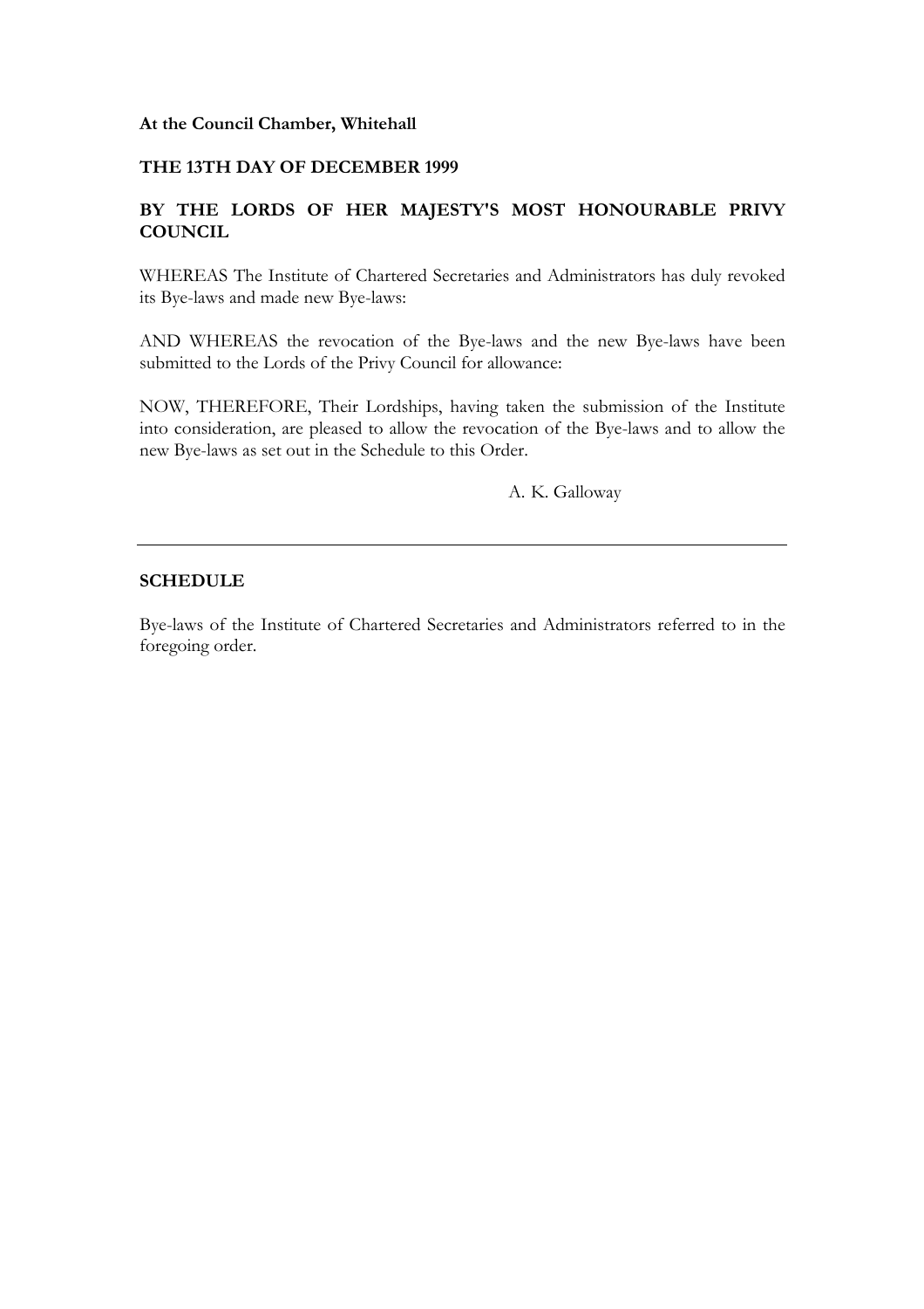**At the Council Chamber, Whitehall**

**THE 13TH DAY OF DECEMBER 1999**

**BY THE LORDS OF HER MAJESTY'S MOST HONOURABLE PRIVY COUNCIL**

WHEREAS The Institute of Chartered Secretaries and Administrators has duly revoked its Bye-laws and made new Bye-laws:

AND WHEREAS the revocation of the Bye-laws and the new Bye-laws have been submitted to the Lords of the Privy Council for allowance:

NOW, THEREFORE, Their Lordships, having taken the submission of the Institute into consideration, are pleased to allow the revocation of the Bye-laws and to allow the new Bye-laws as set out in the Schedule to this Order.

A. K. Galloway

---

**SCHEDULE**

Bye-laws of the Institute of Chartered Secretaries and Administrators referred to in the foregoing order.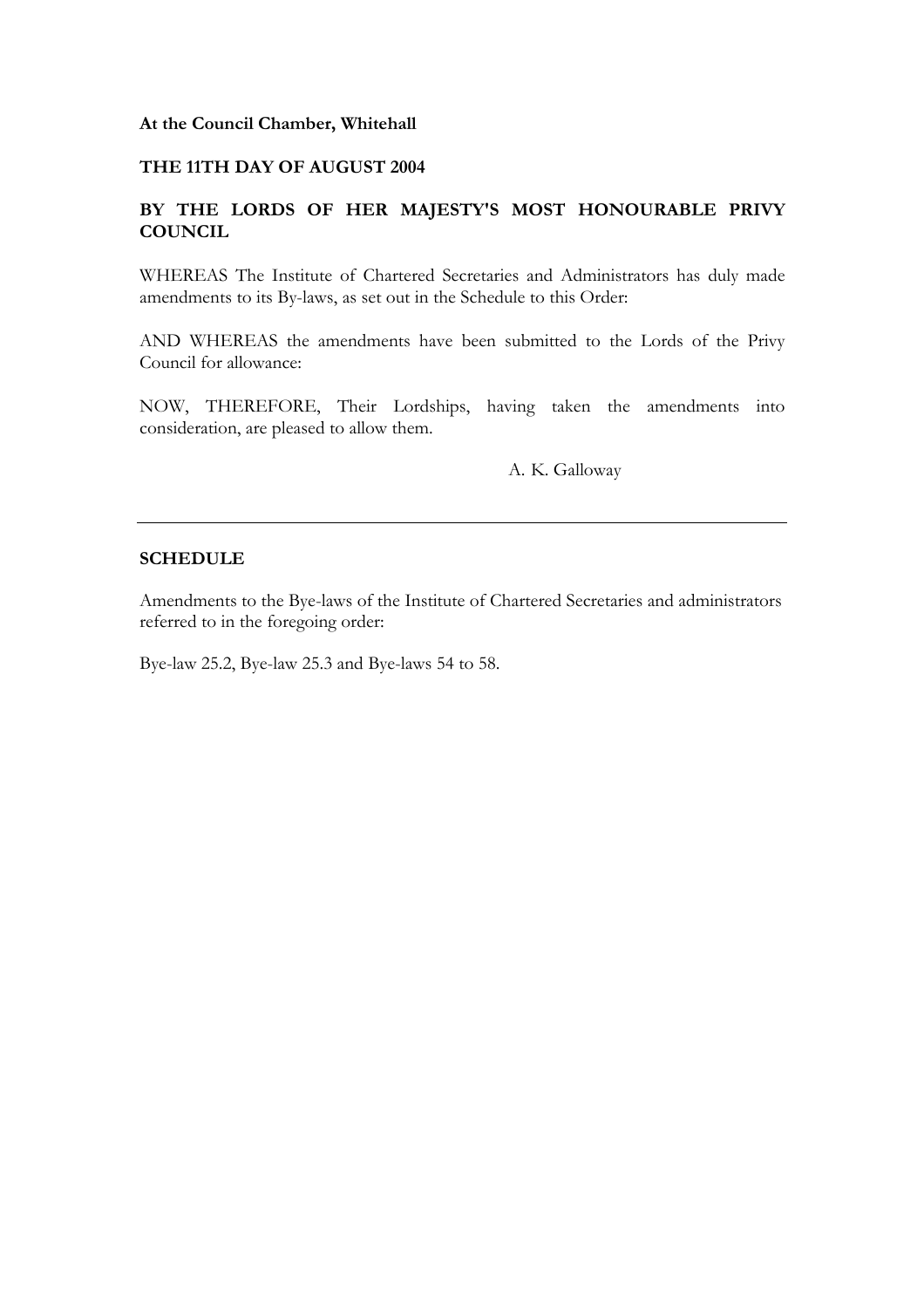**At the Council Chamber, Whitehall**

**THE 11TH DAY OF AUGUST 2004**

**BY THE LORDS OF HER MAJESTY'S MOST HONOURABLE PRIVY COUNCIL**

WHEREAS The Institute of Chartered Secretaries and Administrators has duly made amendments to its By-laws, as set out in the Schedule to this Order:

AND WHEREAS the amendments have been submitted to the Lords of the Privy Council for allowance:

NOW, THEREFORE, Their Lordships, having taken the amendments into consideration, are pleased to allow them.

A. K. Galloway

---

**SCHEDULE**

Amendments to the Bye-laws of the Institute of Chartered Secretaries and administrators referred to in the foregoing order:

Bye-law 25.2, Bye-law 25.3 and Bye-laws 54 to 58.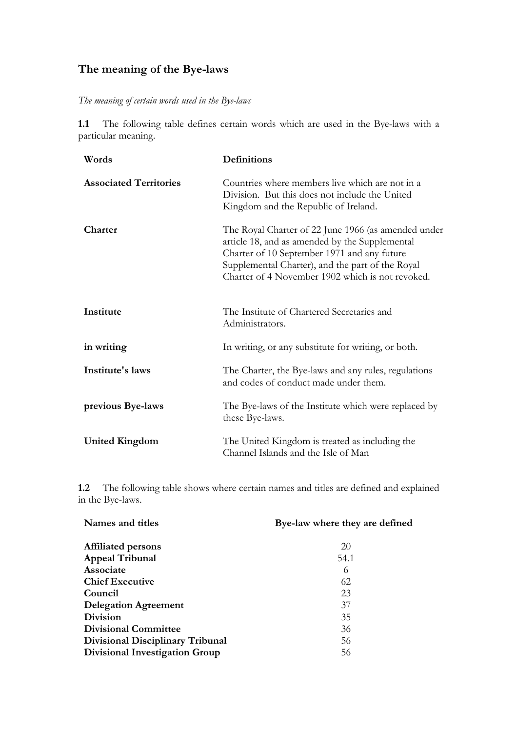## The meaning of the Bye-laws

*The meaning of certain words used in the Bye-laws*

**1.1** The following table defines certain words which are used in the Bye-laws with a particular meaning.

| Words | Definitions |
|---|---|
| **Associated Territories** | Countries where members live which are not in a Division. But this does not include the United Kingdom and the Republic of Ireland. |
| **Charter** | The Royal Charter of 22 June 1966 (as amended under article 18, and as amended by the Supplemental Charter of 10 September 1971 and any future Supplemental Charter), and the part of the Royal Charter of 4 November 1902 which is not revoked. |
| **Institute** | The Institute of Chartered Secretaries and Administrators. |
| **in writing** | In writing, or any substitute for writing, or both. |
| **Institute's laws** | The Charter, the Bye-laws and any rules, regulations and codes of conduct made under them. |
| **previous Bye-laws** | The Bye-laws of the Institute which were replaced by these Bye-laws. |
| **United Kingdom** | The United Kingdom is treated as including the Channel Islands and the Isle of Man |

**1.2** The following table shows where certain names and titles are defined and explained in the Bye-laws.

| Names and titles | Bye-law where they are defined |
|---|---|
| **Affiliated persons** | 20 |
| **Appeal Tribunal** | 54.1 |
| **Associate** | 6 |
| **Chief Executive** | 62 |
| **Council** | 23 |
| **Delegation Agreement** | 37 |
| **Division** | 35 |
| **Divisional Committee** | 36 |
| **Divisional Disciplinary Tribunal** | 56 |
| **Divisional Investigation Group** | 56 |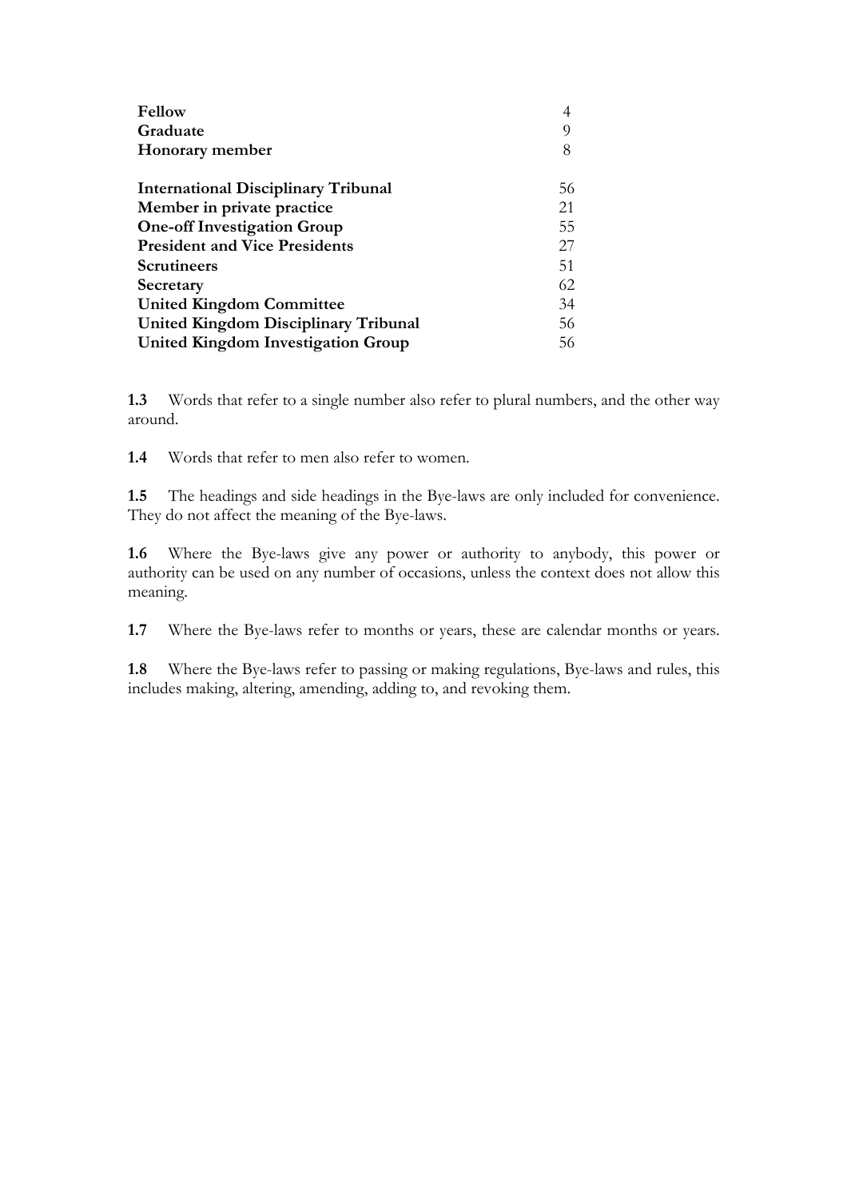| | |
|---|---|
| **Fellow** | 4 |
| **Graduate** | 9 |
| **Honorary member** | 8 |
| | |
| **International Disciplinary Tribunal** | 56 |
| **Member in private practice** | 21 |
| **One-off Investigation Group** | 55 |
| **President and Vice Presidents** | 27 |
| **Scrutineers** | 51 |
| **Secretary** | 62 |
| **United Kingdom Committee** | 34 |
| **United Kingdom Disciplinary Tribunal** | 56 |
| **United Kingdom Investigation Group** | 56 |

**1.3** Words that refer to a single number also refer to plural numbers, and the other way around.

**1.4** Words that refer to men also refer to women.

**1.5** The headings and side headings in the Bye-laws are only included for convenience. They do not affect the meaning of the Bye-laws.

**1.6** Where the Bye-laws give any power or authority to anybody, this power or authority can be used on any number of occasions, unless the context does not allow this meaning.

**1.7** Where the Bye-laws refer to months or years, these are calendar months or years.

**1.8** Where the Bye-laws refer to passing or making regulations, Bye-laws and rules, this includes making, altering, amending, adding to, and revoking them.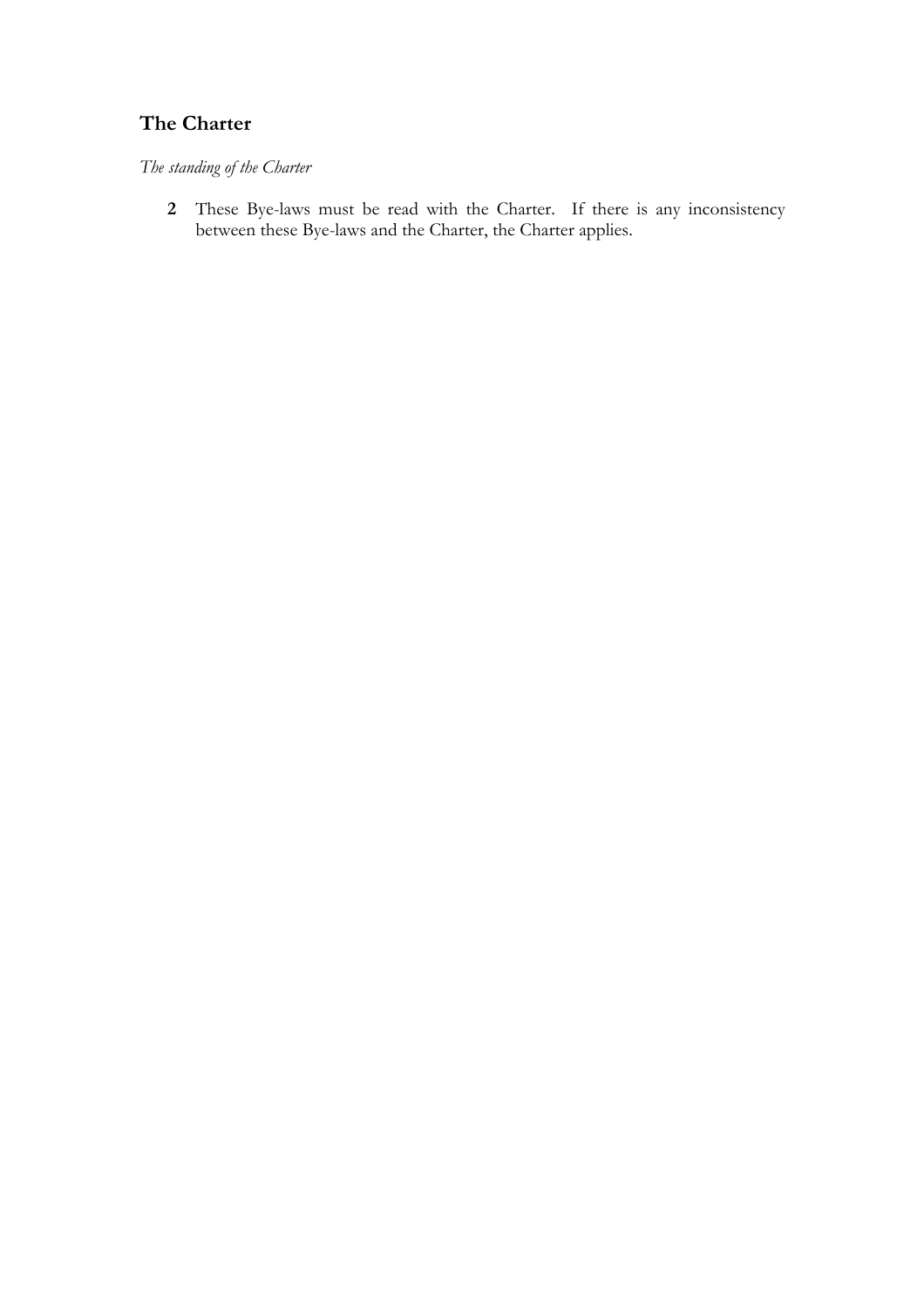## The Charter

*The standing of the Charter*

**2** These Bye-laws must be read with the Charter. If there is any inconsistency between these Bye-laws and the Charter, the Charter applies.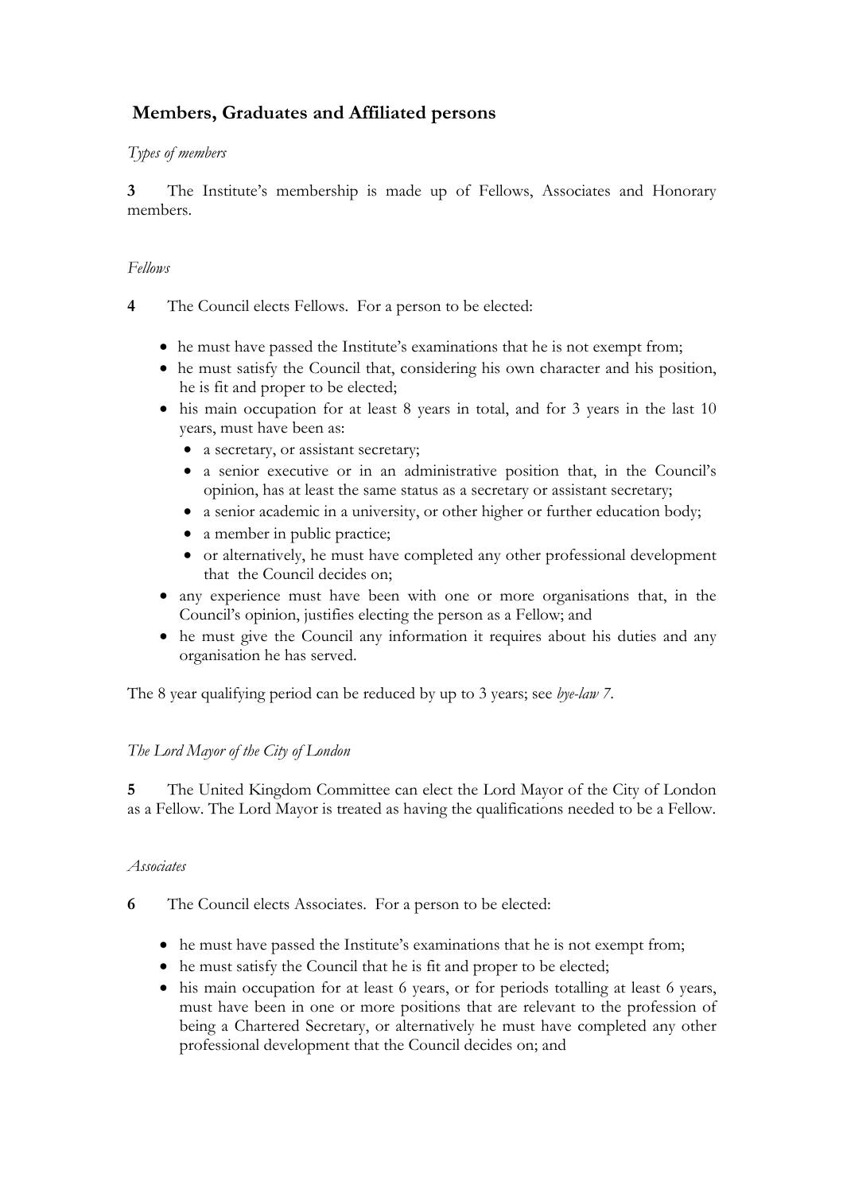## Members, Graduates and Affiliated persons

*Types of members*

**3** The Institute's membership is made up of Fellows, Associates and Honorary members.

*Fellows*

**4** The Council elects Fellows. For a person to be elected:

- he must have passed the Institute's examinations that he is not exempt from;
- he must satisfy the Council that, considering his own character and his position, he is fit and proper to be elected;
- his main occupation for at least 8 years in total, and for 3 years in the last 10 years, must have been as:
  - a secretary, or assistant secretary;
  - a senior executive or in an administrative position that, in the Council's opinion, has at least the same status as a secretary or assistant secretary;
  - a senior academic in a university, or other higher or further education body;
  - a member in public practice;
  - or alternatively, he must have completed any other professional development that the Council decides on;
- any experience must have been with one or more organisations that, in the Council's opinion, justifies electing the person as a Fellow; and
- he must give the Council any information it requires about his duties and any organisation he has served.

The 8 year qualifying period can be reduced by up to 3 years; see *bye-law 7*.

*The Lord Mayor of the City of London*

**5** The United Kingdom Committee can elect the Lord Mayor of the City of London as a Fellow. The Lord Mayor is treated as having the qualifications needed to be a Fellow.

*Associates*

**6** The Council elects Associates. For a person to be elected:

- he must have passed the Institute's examinations that he is not exempt from;
- he must satisfy the Council that he is fit and proper to be elected;
- his main occupation for at least 6 years, or for periods totalling at least 6 years, must have been in one or more positions that are relevant to the profession of being a Chartered Secretary, or alternatively he must have completed any other professional development that the Council decides on; and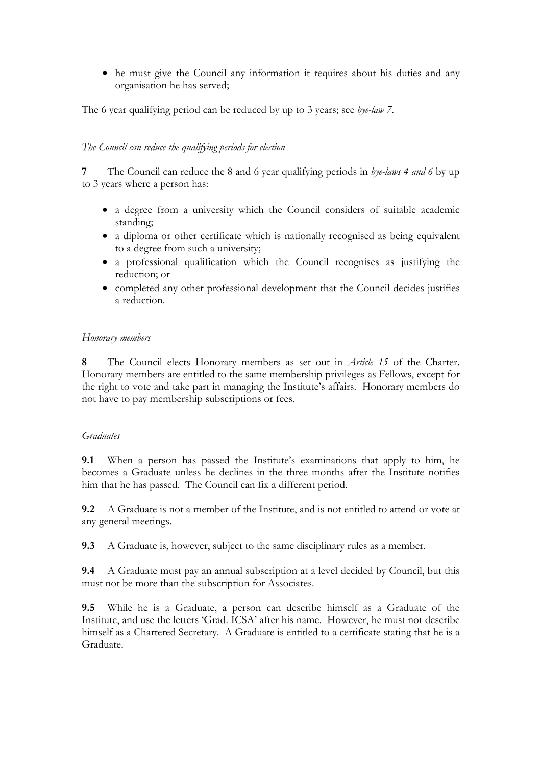- he must give the Council any information it requires about his duties and any organisation he has served;

The 6 year qualifying period can be reduced by up to 3 years; see *bye-law 7*.

*The Council can reduce the qualifying periods for election*

**7** The Council can reduce the 8 and 6 year qualifying periods in *bye-laws 4 and 6* by up to 3 years where a person has:

- a degree from a university which the Council considers of suitable academic standing;
- a diploma or other certificate which is nationally recognised as being equivalent to a degree from such a university;
- a professional qualification which the Council recognises as justifying the reduction; or
- completed any other professional development that the Council decides justifies a reduction.

*Honorary members*

**8** The Council elects Honorary members as set out in *Article 15* of the Charter. Honorary members are entitled to the same membership privileges as Fellows, except for the right to vote and take part in managing the Institute's affairs. Honorary members do not have to pay membership subscriptions or fees.

*Graduates*

**9.1** When a person has passed the Institute's examinations that apply to him, he becomes a Graduate unless he declines in the three months after the Institute notifies him that he has passed. The Council can fix a different period.

**9.2** A Graduate is not a member of the Institute, and is not entitled to attend or vote at any general meetings.

**9.3** A Graduate is, however, subject to the same disciplinary rules as a member.

**9.4** A Graduate must pay an annual subscription at a level decided by Council, but this must not be more than the subscription for Associates.

**9.5** While he is a Graduate, a person can describe himself as a Graduate of the Institute, and use the letters 'Grad. ICSA' after his name. However, he must not describe himself as a Chartered Secretary. A Graduate is entitled to a certificate stating that he is a Graduate.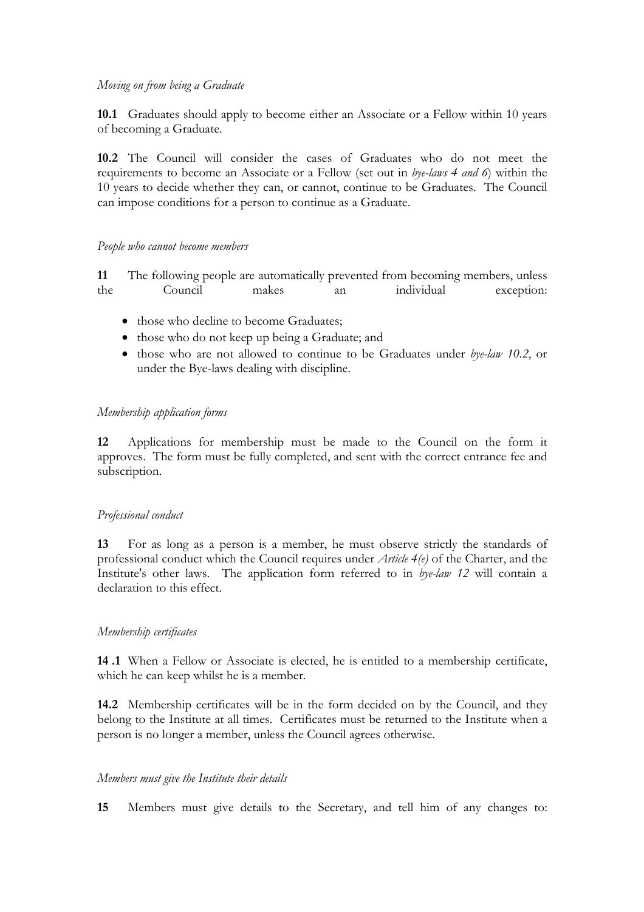*Moving on from being a Graduate*

**10.1** Graduates should apply to become either an Associate or a Fellow within 10 years of becoming a Graduate.

**10.2** The Council will consider the cases of Graduates who do not meet the requirements to become an Associate or a Fellow (set out in *bye-laws 4 and 6*) within the 10 years to decide whether they can, or cannot, continue to be Graduates. The Council can impose conditions for a person to continue as a Graduate.

*People who cannot become members*

**11** The following people are automatically prevented from becoming members, unless the Council makes an individual exception:

- those who decline to become Graduates;
- those who do not keep up being a Graduate; and
- those who are not allowed to continue to be Graduates under *bye-law 10.2*, or under the Bye-laws dealing with discipline.

*Membership application forms*

**12** Applications for membership must be made to the Council on the form it approves. The form must be fully completed, and sent with the correct entrance fee and subscription.

*Professional conduct*

**13** For as long as a person is a member, he must observe strictly the standards of professional conduct which the Council requires under *Article 4(e)* of the Charter, and the Institute's other laws. The application form referred to in *bye-law 12* will contain a declaration to this effect.

*Membership certificates*

**14 .1** When a Fellow or Associate is elected, he is entitled to a membership certificate, which he can keep whilst he is a member.

**14.2** Membership certificates will be in the form decided on by the Council, and they belong to the Institute at all times. Certificates must be returned to the Institute when a person is no longer a member, unless the Council agrees otherwise.

*Members must give the Institute their details*

**15** Members must give details to the Secretary, and tell him of any changes to: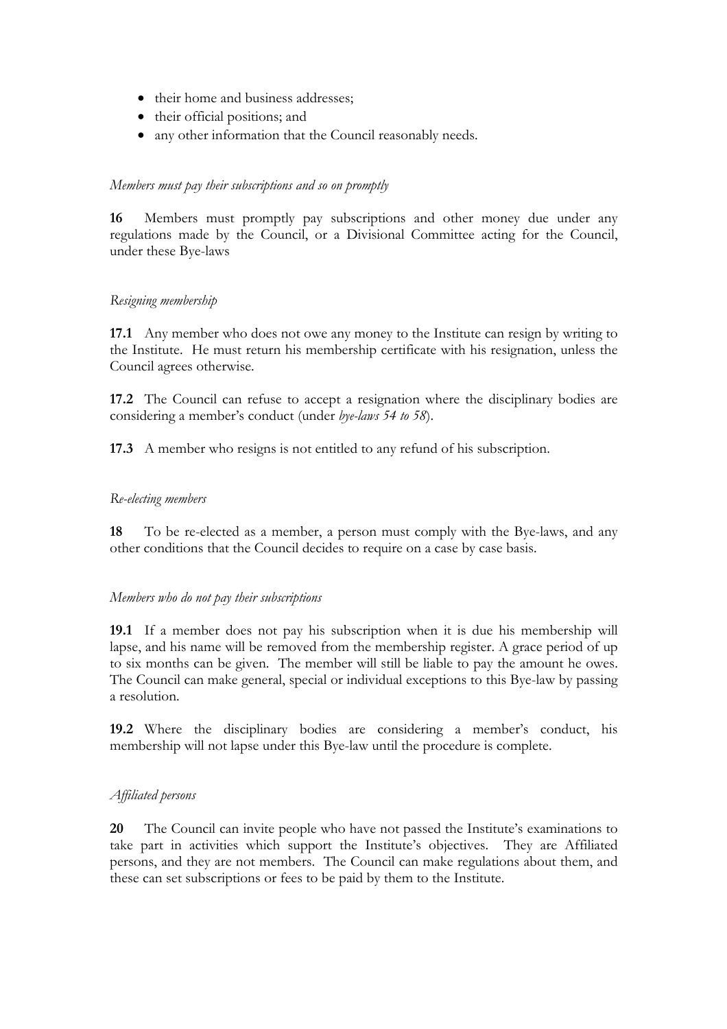- their home and business addresses;
- their official positions; and
- any other information that the Council reasonably needs.

*Members must pay their subscriptions and so on promptly*

**16** Members must promptly pay subscriptions and other money due under any regulations made by the Council, or a Divisional Committee acting for the Council, under these Bye-laws

*Resigning membership*

**17.1** Any member who does not owe any money to the Institute can resign by writing to the Institute. He must return his membership certificate with his resignation, unless the Council agrees otherwise.

**17.2** The Council can refuse to accept a resignation where the disciplinary bodies are considering a member's conduct (under *bye-laws 54 to 58*).

**17.3** A member who resigns is not entitled to any refund of his subscription.

*Re-electing members*

**18** To be re-elected as a member, a person must comply with the Bye-laws, and any other conditions that the Council decides to require on a case by case basis.

*Members who do not pay their subscriptions*

**19.1** If a member does not pay his subscription when it is due his membership will lapse, and his name will be removed from the membership register. A grace period of up to six months can be given. The member will still be liable to pay the amount he owes. The Council can make general, special or individual exceptions to this Bye-law by passing a resolution.

**19.2** Where the disciplinary bodies are considering a member's conduct, his membership will not lapse under this Bye-law until the procedure is complete.

*Affiliated persons*

**20** The Council can invite people who have not passed the Institute's examinations to take part in activities which support the Institute's objectives. They are Affiliated persons, and they are not members. The Council can make regulations about them, and these can set subscriptions or fees to be paid by them to the Institute.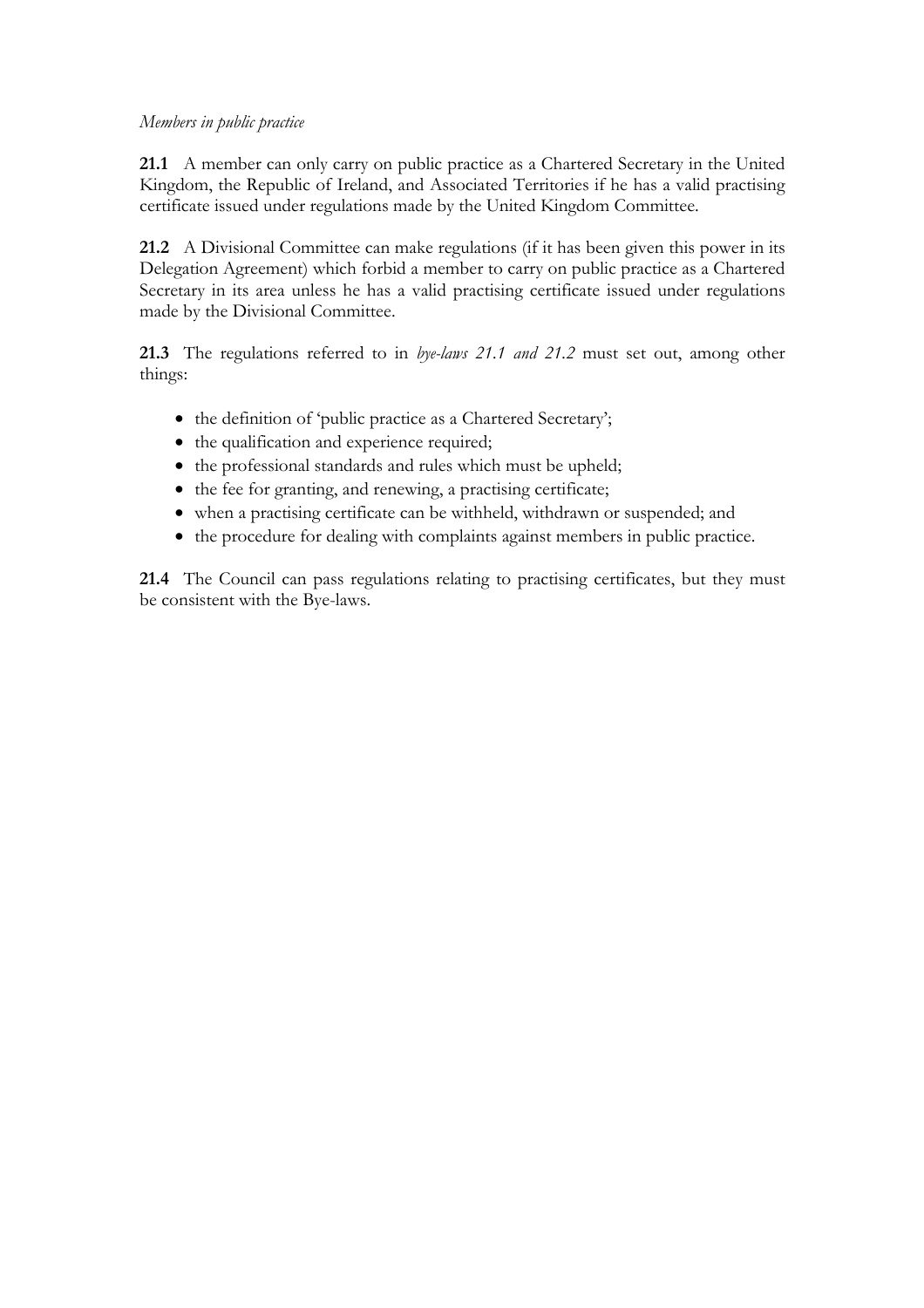*Members in public practice*

**21.1** A member can only carry on public practice as a Chartered Secretary in the United Kingdom, the Republic of Ireland, and Associated Territories if he has a valid practising certificate issued under regulations made by the United Kingdom Committee.

**21.2** A Divisional Committee can make regulations (if it has been given this power in its Delegation Agreement) which forbid a member to carry on public practice as a Chartered Secretary in its area unless he has a valid practising certificate issued under regulations made by the Divisional Committee.

**21.3** The regulations referred to in *bye-laws 21.1 and 21.2* must set out, among other things:

- the definition of 'public practice as a Chartered Secretary';
- the qualification and experience required;
- the professional standards and rules which must be upheld;
- the fee for granting, and renewing, a practising certificate;
- when a practising certificate can be withheld, withdrawn or suspended; and
- the procedure for dealing with complaints against members in public practice.

**21.4** The Council can pass regulations relating to practising certificates, but they must be consistent with the Bye-laws.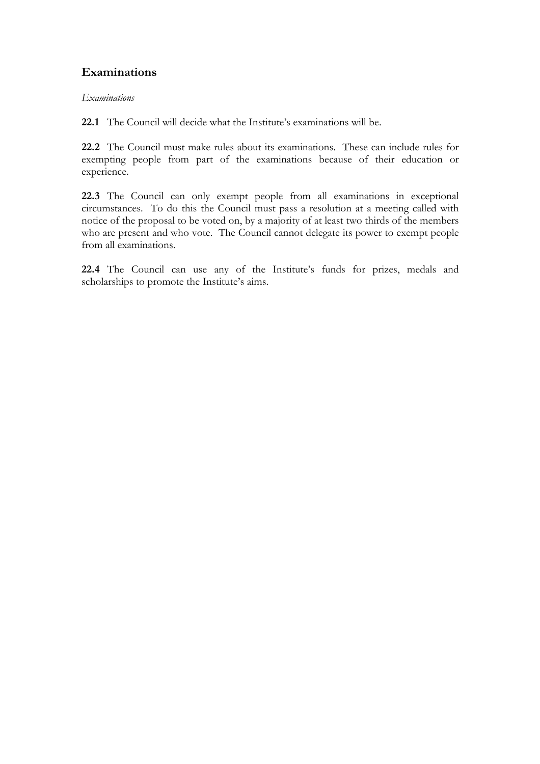## Examinations

*Examinations*

**22.1** The Council will decide what the Institute's examinations will be.

**22.2** The Council must make rules about its examinations. These can include rules for exempting people from part of the examinations because of their education or experience.

**22.3** The Council can only exempt people from all examinations in exceptional circumstances. To do this the Council must pass a resolution at a meeting called with notice of the proposal to be voted on, by a majority of at least two thirds of the members who are present and who vote. The Council cannot delegate its power to exempt people from all examinations.

**22.4** The Council can use any of the Institute's funds for prizes, medals and scholarships to promote the Institute's aims.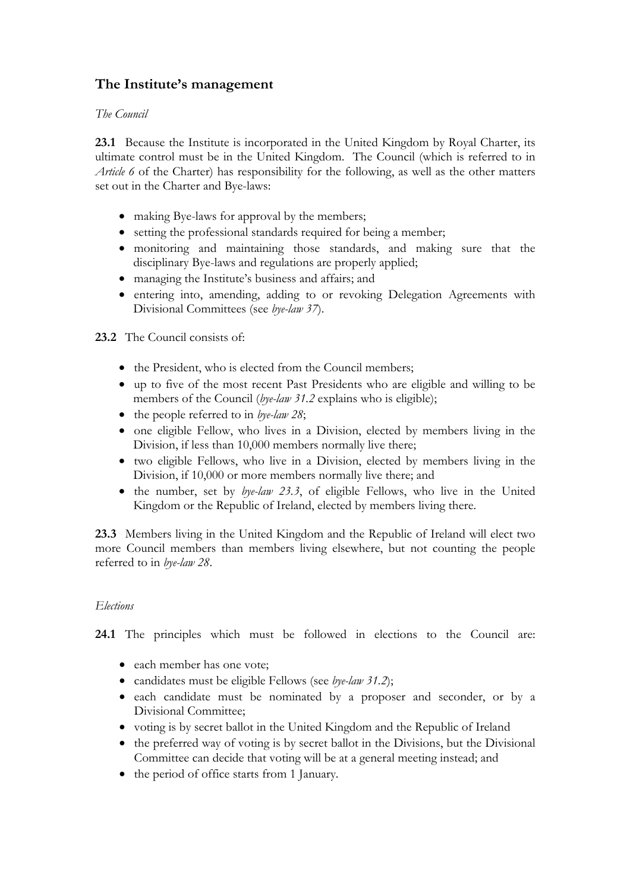## The Institute's management

*The Council*

**23.1** Because the Institute is incorporated in the United Kingdom by Royal Charter, its ultimate control must be in the United Kingdom. The Council (which is referred to in *Article 6* of the Charter) has responsibility for the following, as well as the other matters set out in the Charter and Bye-laws:

- making Bye-laws for approval by the members;
- setting the professional standards required for being a member;
- monitoring and maintaining those standards, and making sure that the disciplinary Bye-laws and regulations are properly applied;
- managing the Institute's business and affairs; and
- entering into, amending, adding to or revoking Delegation Agreements with Divisional Committees (see *bye-law 37*).

**23.2** The Council consists of:

- the President, who is elected from the Council members;
- up to five of the most recent Past Presidents who are eligible and willing to be members of the Council (*bye-law 31.2* explains who is eligible);
- the people referred to in *bye-law 28*;
- one eligible Fellow, who lives in a Division, elected by members living in the Division, if less than 10,000 members normally live there;
- two eligible Fellows, who live in a Division, elected by members living in the Division, if 10,000 or more members normally live there; and
- the number, set by *bye-law 23.3*, of eligible Fellows, who live in the United Kingdom or the Republic of Ireland, elected by members living there.

**23.3** Members living in the United Kingdom and the Republic of Ireland will elect two more Council members than members living elsewhere, but not counting the people referred to in *bye-law 28*.

*Elections*

**24.1** The principles which must be followed in elections to the Council are:

- each member has one vote;
- candidates must be eligible Fellows (see *bye-law 31.2*);
- each candidate must be nominated by a proposer and seconder, or by a Divisional Committee;
- voting is by secret ballot in the United Kingdom and the Republic of Ireland
- the preferred way of voting is by secret ballot in the Divisions, but the Divisional Committee can decide that voting will be at a general meeting instead; and
- the period of office starts from 1 January.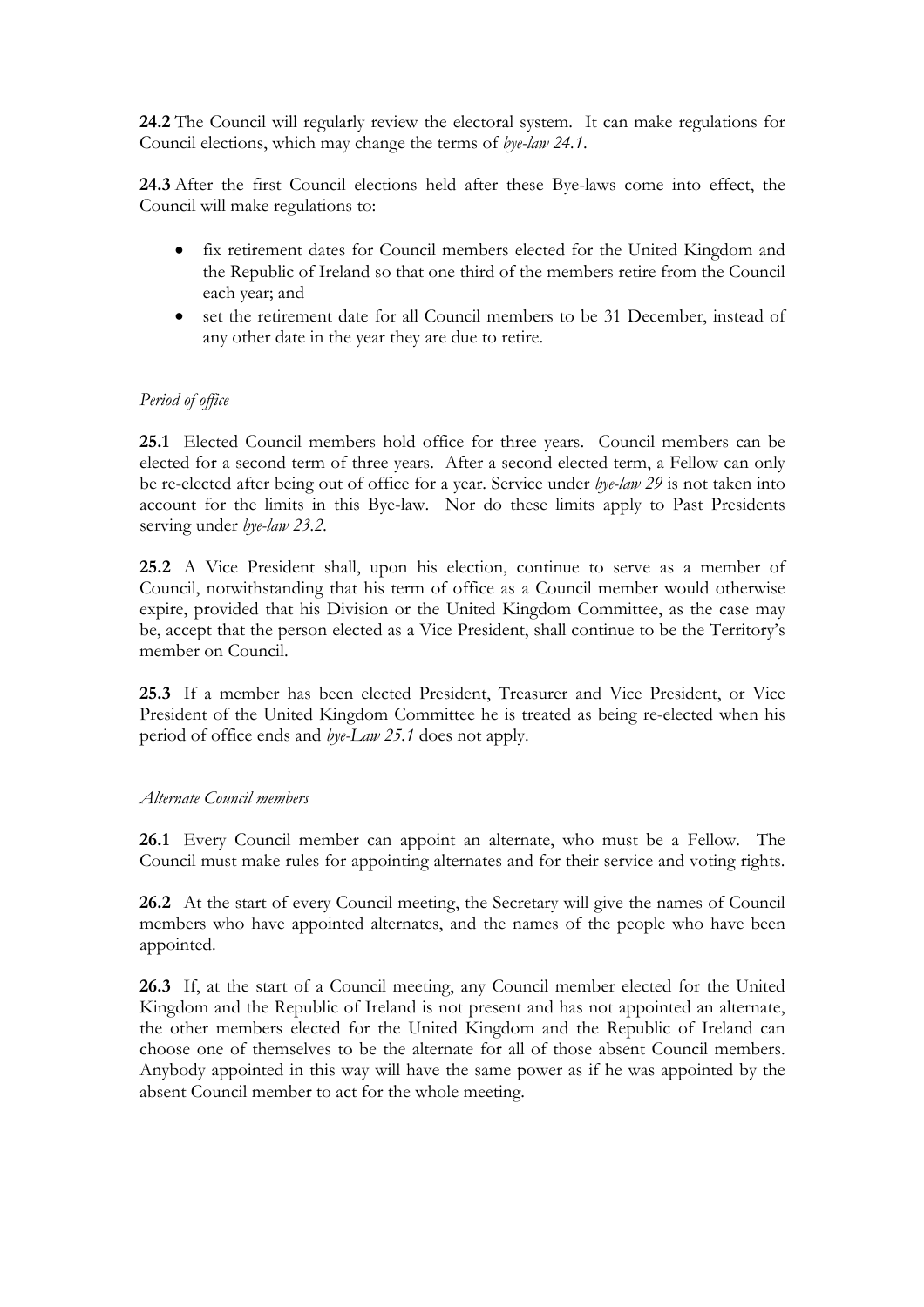**24.2** The Council will regularly review the electoral system. It can make regulations for Council elections, which may change the terms of *bye-law 24.1*.

**24.3** After the first Council elections held after these Bye-laws come into effect, the Council will make regulations to:

- fix retirement dates for Council members elected for the United Kingdom and the Republic of Ireland so that one third of the members retire from the Council each year; and
- set the retirement date for all Council members to be 31 December, instead of any other date in the year they are due to retire.

*Period of office*

**25.1** Elected Council members hold office for three years. Council members can be elected for a second term of three years. After a second elected term, a Fellow can only be re-elected after being out of office for a year. Service under *bye-law 29* is not taken into account for the limits in this Bye-law. Nor do these limits apply to Past Presidents serving under *bye-law 23.2*.

**25.2** A Vice President shall, upon his election, continue to serve as a member of Council, notwithstanding that his term of office as a Council member would otherwise expire, provided that his Division or the United Kingdom Committee, as the case may be, accept that the person elected as a Vice President, shall continue to be the Territory's member on Council.

**25.3** If a member has been elected President, Treasurer and Vice President, or Vice President of the United Kingdom Committee he is treated as being re-elected when his period of office ends and *bye-Law 25.1* does not apply.

*Alternate Council members*

**26.1** Every Council member can appoint an alternate, who must be a Fellow. The Council must make rules for appointing alternates and for their service and voting rights.

**26.2** At the start of every Council meeting, the Secretary will give the names of Council members who have appointed alternates, and the names of the people who have been appointed.

**26.3** If, at the start of a Council meeting, any Council member elected for the United Kingdom and the Republic of Ireland is not present and has not appointed an alternate, the other members elected for the United Kingdom and the Republic of Ireland can choose one of themselves to be the alternate for all of those absent Council members. Anybody appointed in this way will have the same power as if he was appointed by the absent Council member to act for the whole meeting.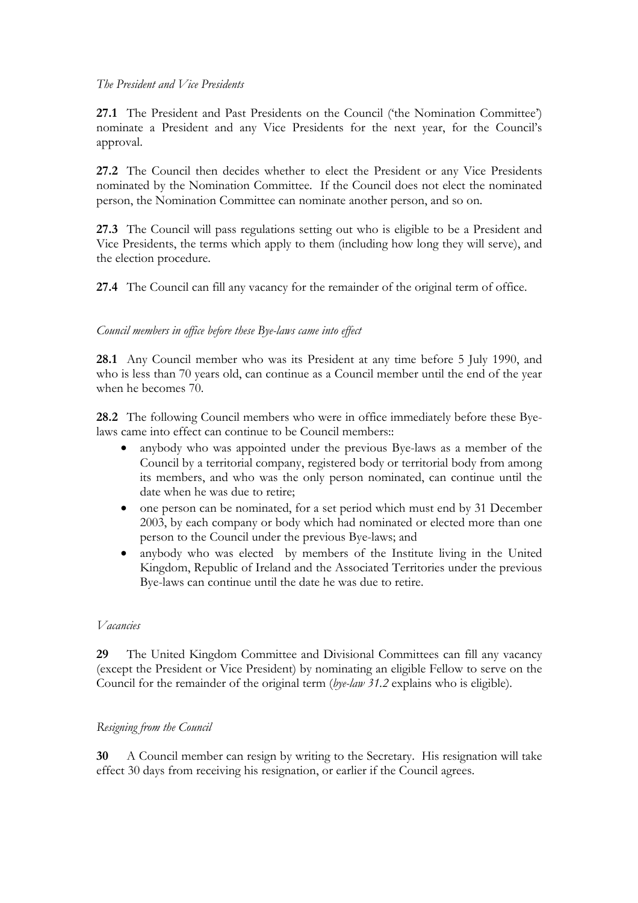*The President and Vice Presidents*

**27.1** The President and Past Presidents on the Council ('the Nomination Committee') nominate a President and any Vice Presidents for the next year, for the Council's approval.

**27.2** The Council then decides whether to elect the President or any Vice Presidents nominated by the Nomination Committee. If the Council does not elect the nominated person, the Nomination Committee can nominate another person, and so on.

**27.3** The Council will pass regulations setting out who is eligible to be a President and Vice Presidents, the terms which apply to them (including how long they will serve), and the election procedure.

**27.4** The Council can fill any vacancy for the remainder of the original term of office.

*Council members in office before these Bye-laws came into effect*

**28.1** Any Council member who was its President at any time before 5 July 1990, and who is less than 70 years old, can continue as a Council member until the end of the year when he becomes 70.

**28.2** The following Council members who were in office immediately before these Bye-laws came into effect can continue to be Council members::

- anybody who was appointed under the previous Bye-laws as a member of the Council by a territorial company, registered body or territorial body from among its members, and who was the only person nominated, can continue until the date when he was due to retire;
- one person can be nominated, for a set period which must end by 31 December 2003, by each company or body which had nominated or elected more than one person to the Council under the previous Bye-laws; and
- anybody who was elected by members of the Institute living in the United Kingdom, Republic of Ireland and the Associated Territories under the previous Bye-laws can continue until the date he was due to retire.

*Vacancies*

**29** The United Kingdom Committee and Divisional Committees can fill any vacancy (except the President or Vice President) by nominating an eligible Fellow to serve on the Council for the remainder of the original term (*bye-law 31.2* explains who is eligible).

*Resigning from the Council*

**30** A Council member can resign by writing to the Secretary. His resignation will take effect 30 days from receiving his resignation, or earlier if the Council agrees.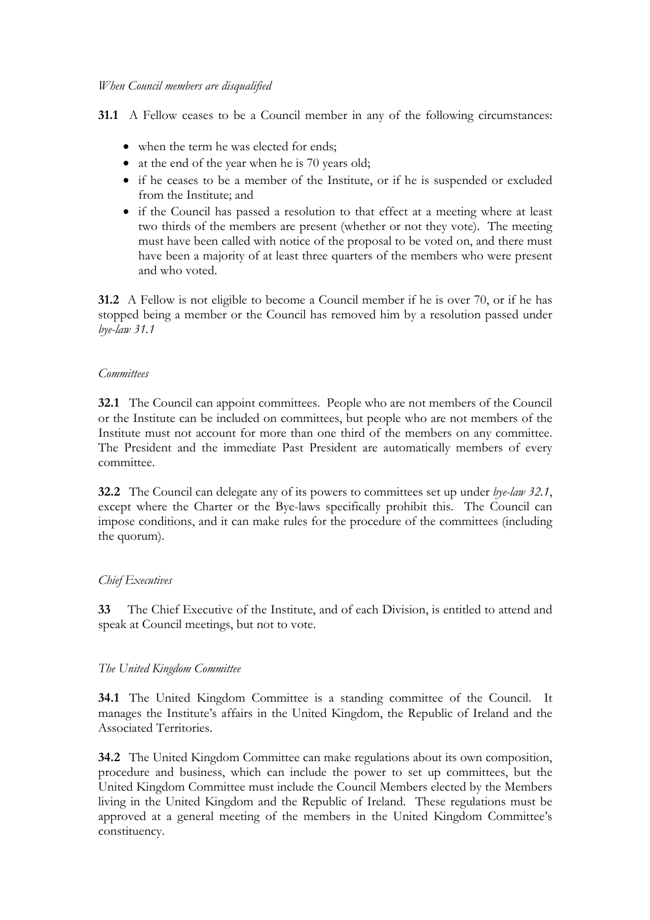*When Council members are disqualified*

**31.1** A Fellow ceases to be a Council member in any of the following circumstances:

- when the term he was elected for ends;
- at the end of the year when he is 70 years old;
- if he ceases to be a member of the Institute, or if he is suspended or excluded from the Institute; and
- if the Council has passed a resolution to that effect at a meeting where at least two thirds of the members are present (whether or not they vote). The meeting must have been called with notice of the proposal to be voted on, and there must have been a majority of at least three quarters of the members who were present and who voted.

**31.2** A Fellow is not eligible to become a Council member if he is over 70, or if he has stopped being a member or the Council has removed him by a resolution passed under *bye-law 31.1*

*Committees*

**32.1** The Council can appoint committees. People who are not members of the Council or the Institute can be included on committees, but people who are not members of the Institute must not account for more than one third of the members on any committee. The President and the immediate Past President are automatically members of every committee.

**32.2** The Council can delegate any of its powers to committees set up under *bye-law 32.1*, except where the Charter or the Bye-laws specifically prohibit this. The Council can impose conditions, and it can make rules for the procedure of the committees (including the quorum).

*Chief Executives*

**33** The Chief Executive of the Institute, and of each Division, is entitled to attend and speak at Council meetings, but not to vote.

*The United Kingdom Committee*

**34.1** The United Kingdom Committee is a standing committee of the Council. It manages the Institute's affairs in the United Kingdom, the Republic of Ireland and the Associated Territories.

**34.2** The United Kingdom Committee can make regulations about its own composition, procedure and business, which can include the power to set up committees, but the United Kingdom Committee must include the Council Members elected by the Members living in the United Kingdom and the Republic of Ireland. These regulations must be approved at a general meeting of the members in the United Kingdom Committee's constituency.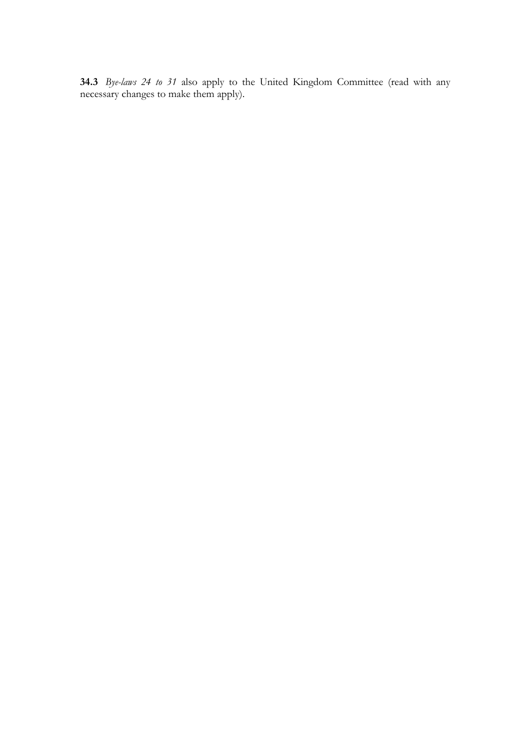**34.3** *Bye-laws 24 to 31* also apply to the United Kingdom Committee (read with any necessary changes to make them apply).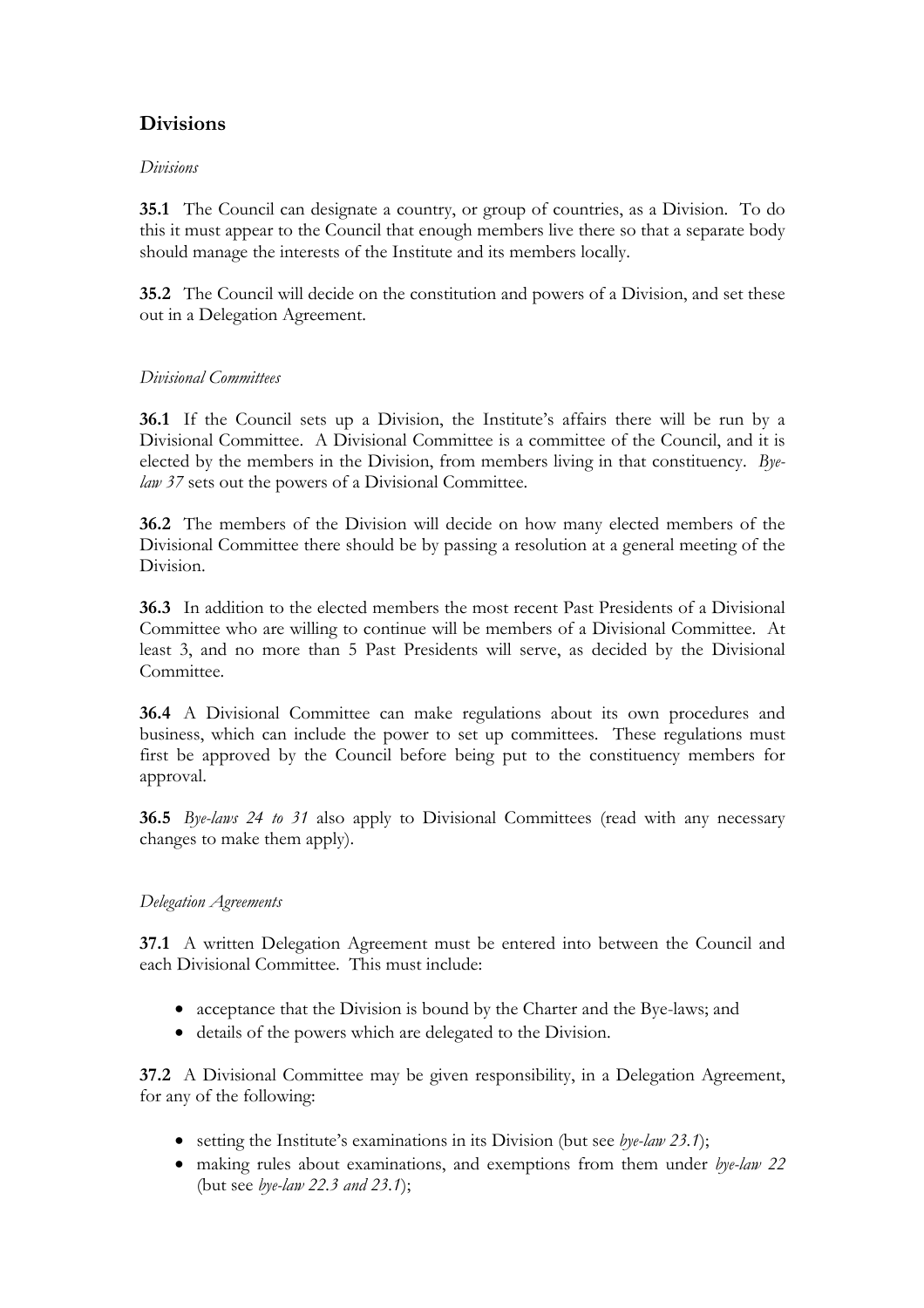## Divisions

*Divisions*

**35.1** The Council can designate a country, or group of countries, as a Division. To do this it must appear to the Council that enough members live there so that a separate body should manage the interests of the Institute and its members locally.

**35.2** The Council will decide on the constitution and powers of a Division, and set these out in a Delegation Agreement.

*Divisional Committees*

**36.1** If the Council sets up a Division, the Institute's affairs there will be run by a Divisional Committee. A Divisional Committee is a committee of the Council, and it is elected by the members in the Division, from members living in that constituency. *Bye-law 37* sets out the powers of a Divisional Committee.

**36.2** The members of the Division will decide on how many elected members of the Divisional Committee there should be by passing a resolution at a general meeting of the Division.

**36.3** In addition to the elected members the most recent Past Presidents of a Divisional Committee who are willing to continue will be members of a Divisional Committee. At least 3, and no more than 5 Past Presidents will serve, as decided by the Divisional Committee.

**36.4** A Divisional Committee can make regulations about its own procedures and business, which can include the power to set up committees. These regulations must first be approved by the Council before being put to the constituency members for approval.

**36.5** *Bye-laws 24 to 31* also apply to Divisional Committees (read with any necessary changes to make them apply).

*Delegation Agreements*

**37.1** A written Delegation Agreement must be entered into between the Council and each Divisional Committee. This must include:

- acceptance that the Division is bound by the Charter and the Bye-laws; and
- details of the powers which are delegated to the Division.

**37.2** A Divisional Committee may be given responsibility, in a Delegation Agreement, for any of the following:

- setting the Institute's examinations in its Division (but see *bye-law 23.1*);
- making rules about examinations, and exemptions from them under *bye-law 22* (but see *bye-law 22.3 and 23.1*);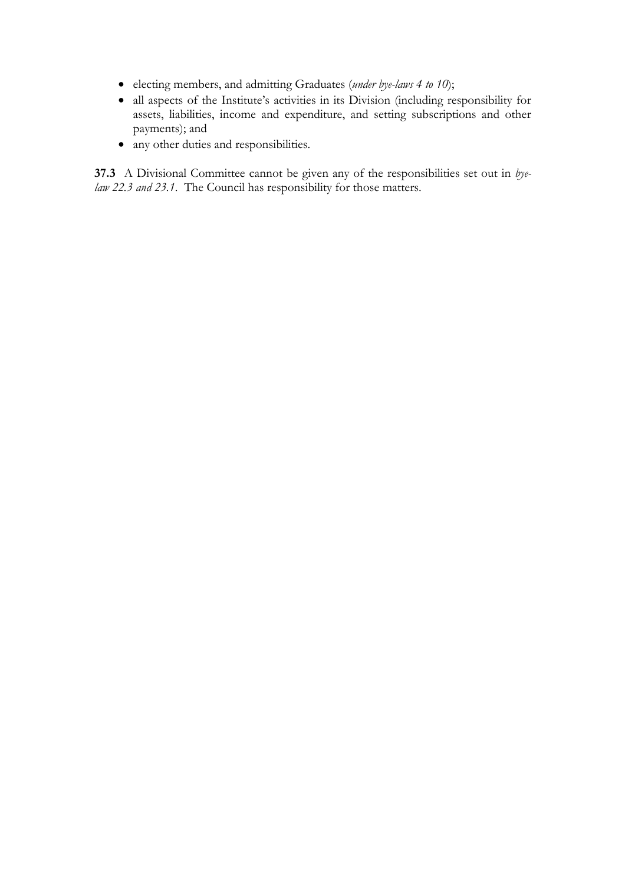- electing members, and admitting Graduates (*under bye-laws 4 to 10*);
- all aspects of the Institute's activities in its Division (including responsibility for assets, liabilities, income and expenditure, and setting subscriptions and other payments); and
- any other duties and responsibilities.

**37.3** A Divisional Committee cannot be given any of the responsibilities set out in *bye-law 22.3 and 23.1*. The Council has responsibility for those matters.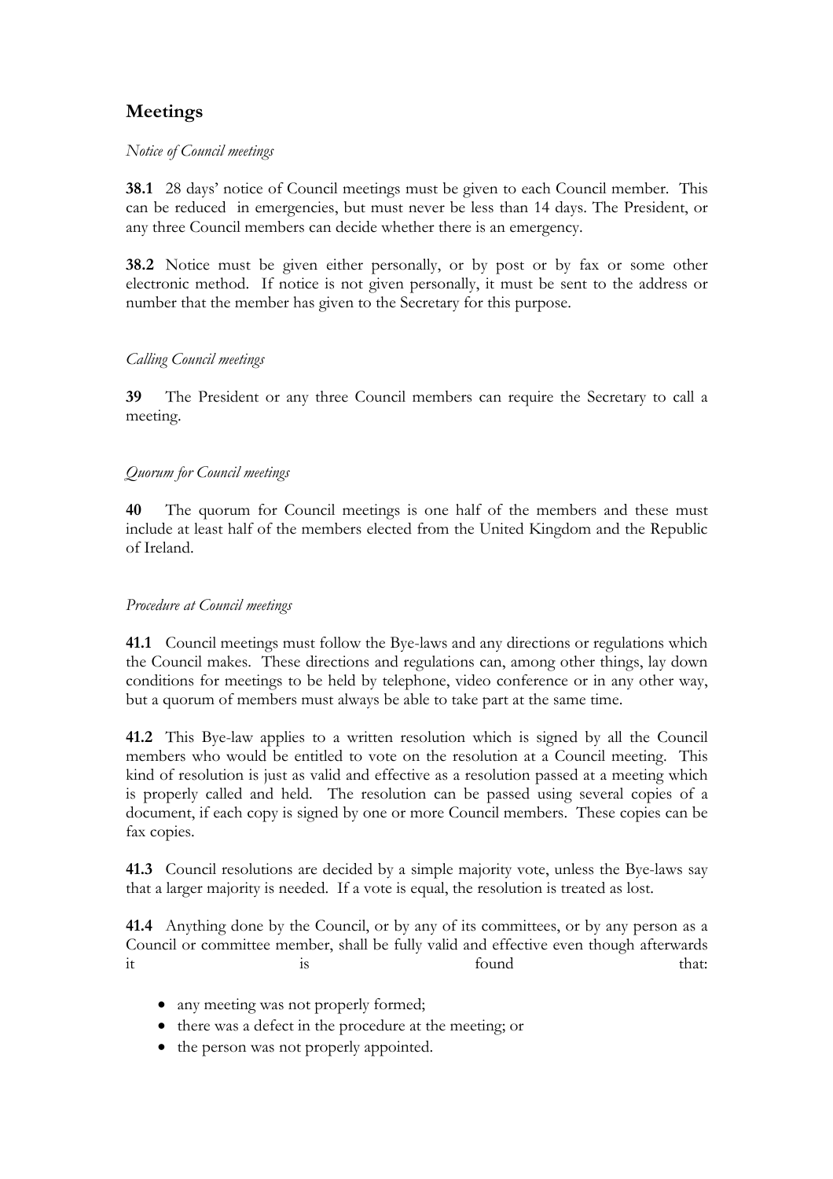## Meetings

*Notice of Council meetings*

**38.1** 28 days' notice of Council meetings must be given to each Council member. This can be reduced in emergencies, but must never be less than 14 days. The President, or any three Council members can decide whether there is an emergency.

**38.2** Notice must be given either personally, or by post or by fax or some other electronic method. If notice is not given personally, it must be sent to the address or number that the member has given to the Secretary for this purpose.

*Calling Council meetings*

**39** The President or any three Council members can require the Secretary to call a meeting.

*Quorum for Council meetings*

**40** The quorum for Council meetings is one half of the members and these must include at least half of the members elected from the United Kingdom and the Republic of Ireland.

*Procedure at Council meetings*

**41.1** Council meetings must follow the Bye-laws and any directions or regulations which the Council makes. These directions and regulations can, among other things, lay down conditions for meetings to be held by telephone, video conference or in any other way, but a quorum of members must always be able to take part at the same time.

**41.2** This Bye-law applies to a written resolution which is signed by all the Council members who would be entitled to vote on the resolution at a Council meeting. This kind of resolution is just as valid and effective as a resolution passed at a meeting which is properly called and held. The resolution can be passed using several copies of a document, if each copy is signed by one or more Council members. These copies can be fax copies.

**41.3** Council resolutions are decided by a simple majority vote, unless the Bye-laws say that a larger majority is needed. If a vote is equal, the resolution is treated as lost.

**41.4** Anything done by the Council, or by any of its committees, or by any person as a Council or committee member, shall be fully valid and effective even though afterwards it is found that:

- any meeting was not properly formed;
- there was a defect in the procedure at the meeting; or
- the person was not properly appointed.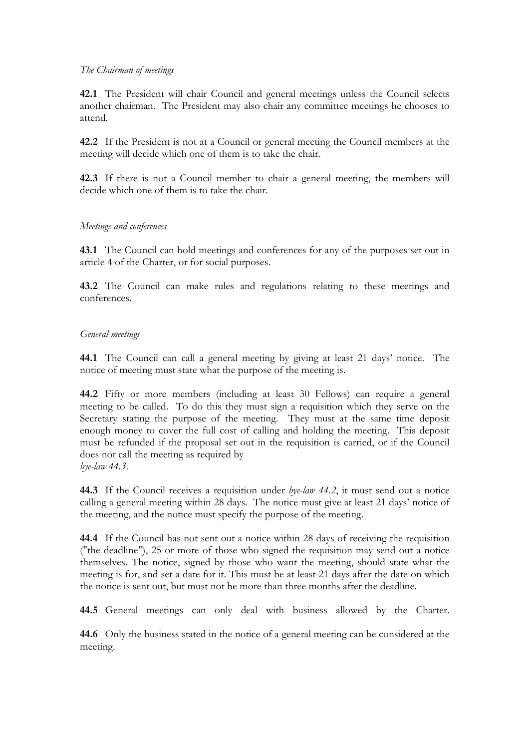*The Chairman of meetings*

**42.1** The President will chair Council and general meetings unless the Council selects another chairman. The President may also chair any committee meetings he chooses to attend.

**42.2** If the President is not at a Council or general meeting the Council members at the meeting will decide which one of them is to take the chair.

**42.3** If there is not a Council member to chair a general meeting, the members will decide which one of them is to take the chair.

*Meetings and conferences*

**43.1** The Council can hold meetings and conferences for any of the purposes set out in article 4 of the Charter, or for social purposes.

**43.2** The Council can make rules and regulations relating to these meetings and conferences.

*General meetings*

**44.1** The Council can call a general meeting by giving at least 21 days' notice. The notice of meeting must state what the purpose of the meeting is.

**44.2** Fifty or more members (including at least 30 Fellows) can require a general meeting to be called. To do this they must sign a requisition which they serve on the Secretary stating the purpose of the meeting. They must at the same time deposit enough money to cover the full cost of calling and holding the meeting. This deposit must be refunded if the proposal set out in the requisition is carried, or if the Council does not call the meeting as required by *bye-law 44.3*.

**44.3** If the Council receives a requisition under *bye-law 44.2*, it must send out a notice calling a general meeting within 28 days. The notice must give at least 21 days' notice of the meeting, and the notice must specify the purpose of the meeting.

**44.4** If the Council has not sent out a notice within 28 days of receiving the requisition ("the deadline"), 25 or more of those who signed the requisition may send out a notice themselves. The notice, signed by those who want the meeting, should state what the meeting is for, and set a date for it. This must be at least 21 days after the date on which the notice is sent out, but must not be more than three months after the deadline.

**44.5** General meetings can only deal with business allowed by the Charter.

**44.6** Only the business stated in the notice of a general meeting can be considered at the meeting.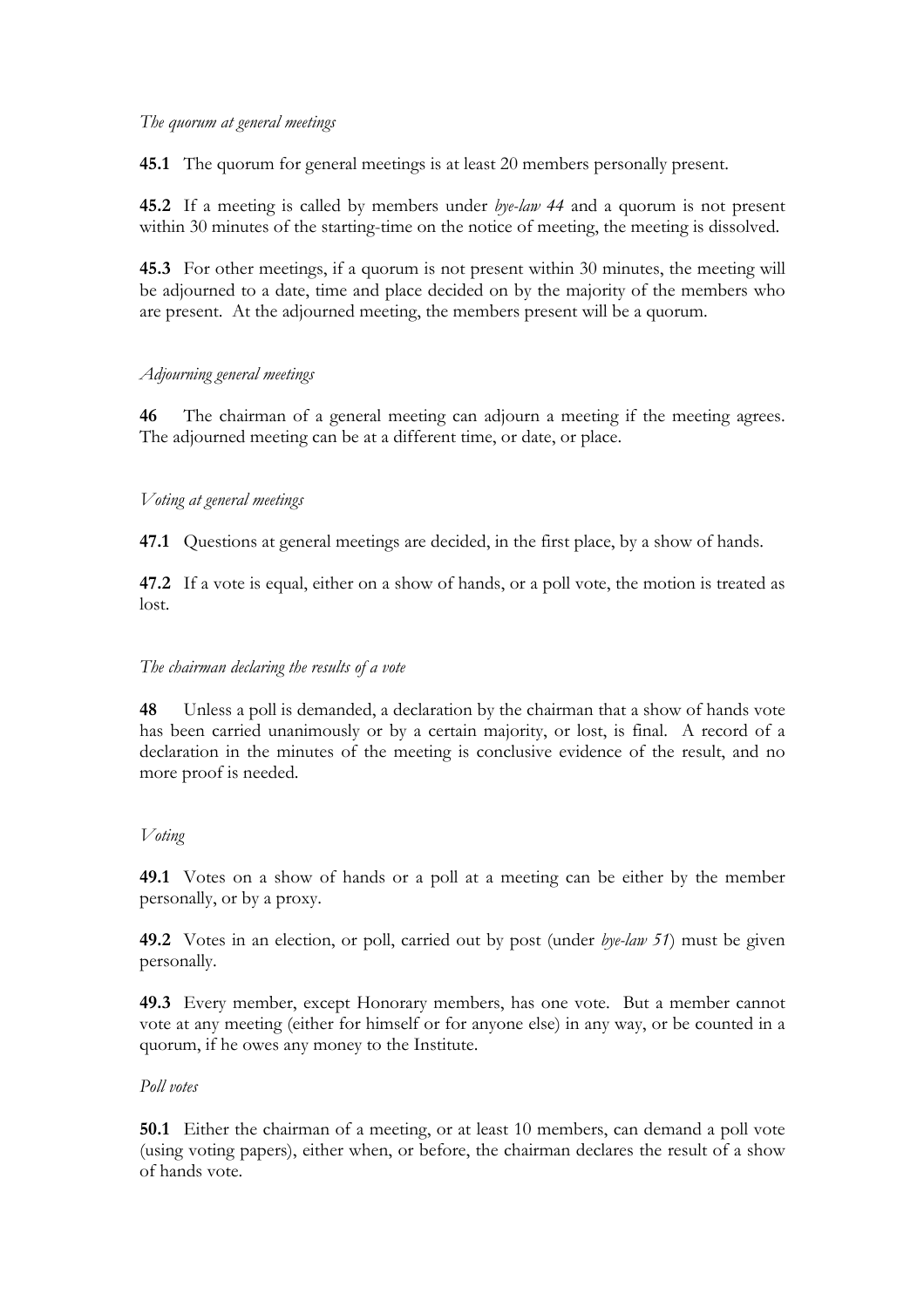*The quorum at general meetings*

**45.1** The quorum for general meetings is at least 20 members personally present.

**45.2** If a meeting is called by members under *bye-law 44* and a quorum is not present within 30 minutes of the starting-time on the notice of meeting, the meeting is dissolved.

**45.3** For other meetings, if a quorum is not present within 30 minutes, the meeting will be adjourned to a date, time and place decided on by the majority of the members who are present. At the adjourned meeting, the members present will be a quorum.

*Adjourning general meetings*

**46** The chairman of a general meeting can adjourn a meeting if the meeting agrees. The adjourned meeting can be at a different time, or date, or place.

*Voting at general meetings*

**47.1** Questions at general meetings are decided, in the first place, by a show of hands.

**47.2** If a vote is equal, either on a show of hands, or a poll vote, the motion is treated as lost.

*The chairman declaring the results of a vote*

**48** Unless a poll is demanded, a declaration by the chairman that a show of hands vote has been carried unanimously or by a certain majority, or lost, is final. A record of a declaration in the minutes of the meeting is conclusive evidence of the result, and no more proof is needed.

*Voting*

**49.1** Votes on a show of hands or a poll at a meeting can be either by the member personally, or by a proxy.

**49.2** Votes in an election, or poll, carried out by post (under *bye-law 51*) must be given personally.

**49.3** Every member, except Honorary members, has one vote. But a member cannot vote at any meeting (either for himself or for anyone else) in any way, or be counted in a quorum, if he owes any money to the Institute.

*Poll votes*

**50.1** Either the chairman of a meeting, or at least 10 members, can demand a poll vote (using voting papers), either when, or before, the chairman declares the result of a show of hands vote.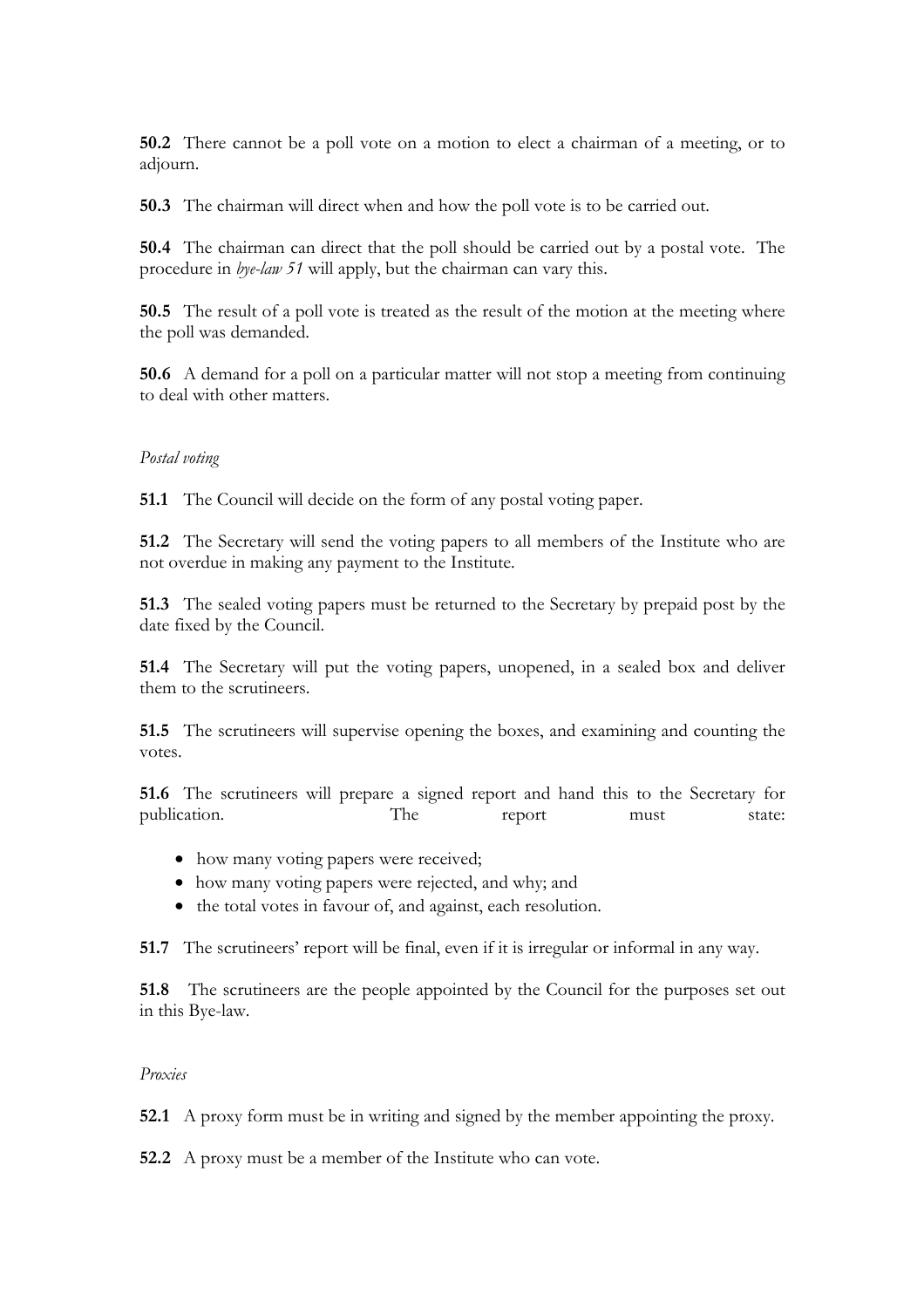**50.2** There cannot be a poll vote on a motion to elect a chairman of a meeting, or to adjourn.

**50.3** The chairman will direct when and how the poll vote is to be carried out.

**50.4** The chairman can direct that the poll should be carried out by a postal vote. The procedure in *bye-law 51* will apply, but the chairman can vary this.

**50.5** The result of a poll vote is treated as the result of the motion at the meeting where the poll was demanded.

**50.6** A demand for a poll on a particular matter will not stop a meeting from continuing to deal with other matters.

*Postal voting*

**51.1** The Council will decide on the form of any postal voting paper.

**51.2** The Secretary will send the voting papers to all members of the Institute who are not overdue in making any payment to the Institute.

**51.3** The sealed voting papers must be returned to the Secretary by prepaid post by the date fixed by the Council.

**51.4** The Secretary will put the voting papers, unopened, in a sealed box and deliver them to the scrutineers.

**51.5** The scrutineers will supervise opening the boxes, and examining and counting the votes.

**51.6** The scrutineers will prepare a signed report and hand this to the Secretary for publication. The report must state:

- how many voting papers were received;
- how many voting papers were rejected, and why; and
- the total votes in favour of, and against, each resolution.

**51.7** The scrutineers' report will be final, even if it is irregular or informal in any way.

**51.8** The scrutineers are the people appointed by the Council for the purposes set out in this Bye-law.

*Proxies*

**52.1** A proxy form must be in writing and signed by the member appointing the proxy.

**52.2** A proxy must be a member of the Institute who can vote.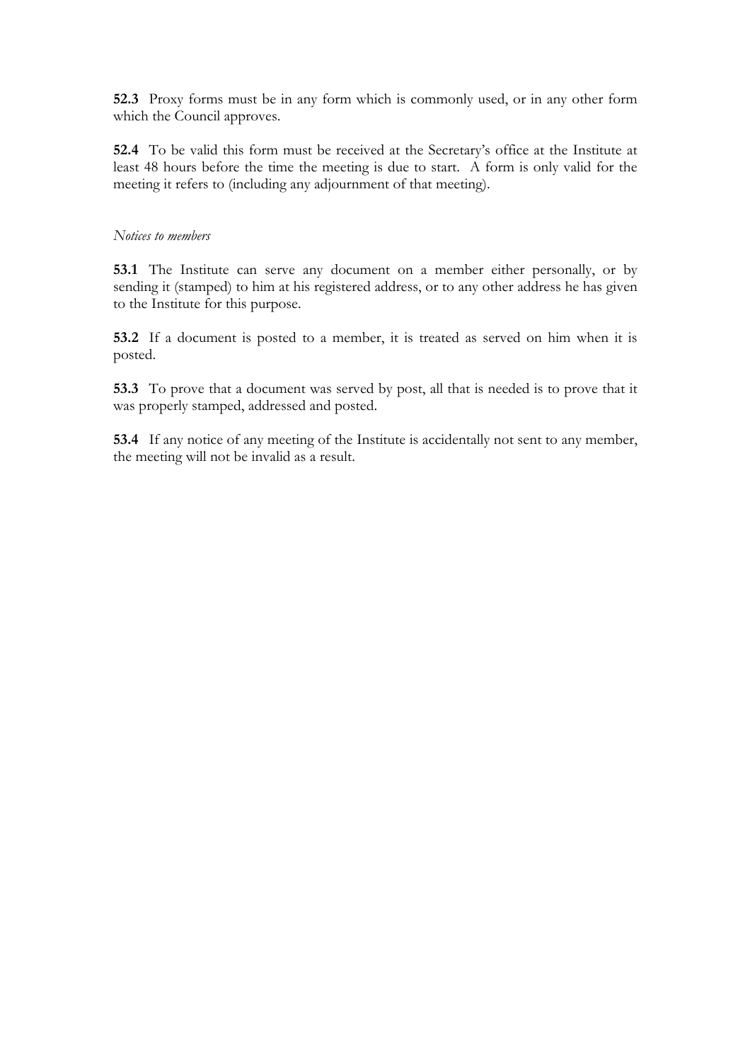**52.3** Proxy forms must be in any form which is commonly used, or in any other form which the Council approves.

**52.4** To be valid this form must be received at the Secretary's office at the Institute at least 48 hours before the time the meeting is due to start. A form is only valid for the meeting it refers to (including any adjournment of that meeting).

*Notices to members*

**53.1** The Institute can serve any document on a member either personally, or by sending it (stamped) to him at his registered address, or to any other address he has given to the Institute for this purpose.

**53.2** If a document is posted to a member, it is treated as served on him when it is posted.

**53.3** To prove that a document was served by post, all that is needed is to prove that it was properly stamped, addressed and posted.

**53.4** If any notice of any meeting of the Institute is accidentally not sent to any member, the meeting will not be invalid as a result.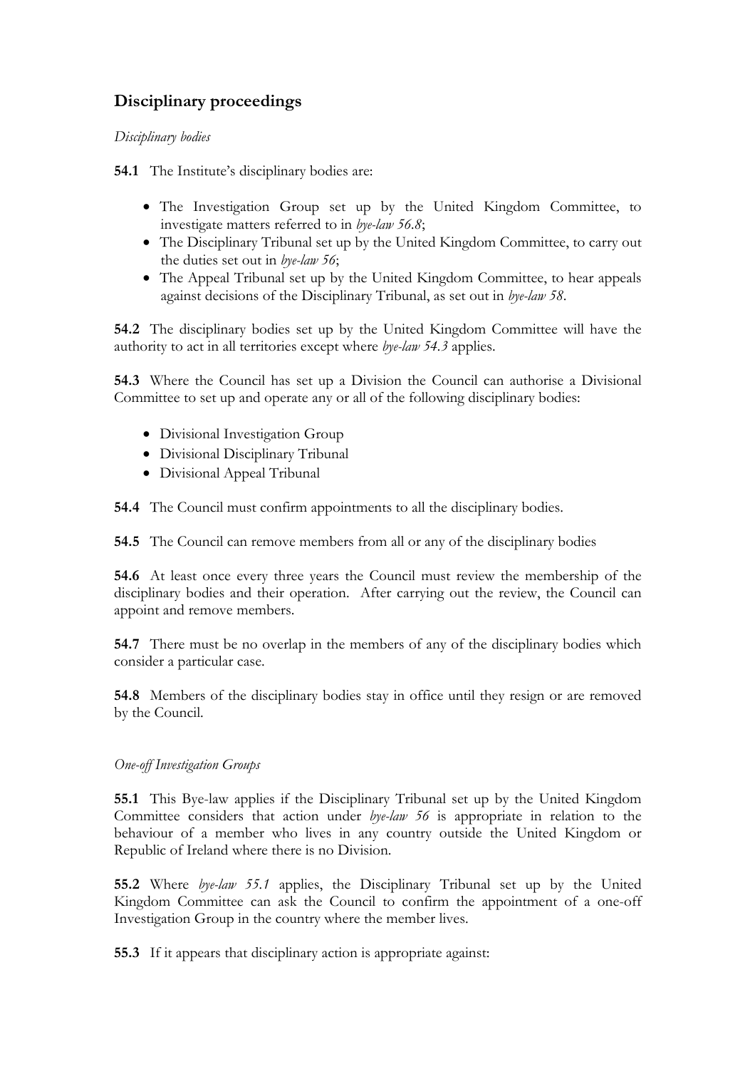## Disciplinary proceedings

*Disciplinary bodies*

**54.1** The Institute's disciplinary bodies are:

- The Investigation Group set up by the United Kingdom Committee, to investigate matters referred to in *bye-law 56.8*;
- The Disciplinary Tribunal set up by the United Kingdom Committee, to carry out the duties set out in *bye-law 56*;
- The Appeal Tribunal set up by the United Kingdom Committee, to hear appeals against decisions of the Disciplinary Tribunal, as set out in *bye-law 58*.

**54.2** The disciplinary bodies set up by the United Kingdom Committee will have the authority to act in all territories except where *bye-law 54.3* applies.

**54.3** Where the Council has set up a Division the Council can authorise a Divisional Committee to set up and operate any or all of the following disciplinary bodies:

- Divisional Investigation Group
- Divisional Disciplinary Tribunal
- Divisional Appeal Tribunal

**54.4** The Council must confirm appointments to all the disciplinary bodies.

**54.5** The Council can remove members from all or any of the disciplinary bodies

**54.6** At least once every three years the Council must review the membership of the disciplinary bodies and their operation. After carrying out the review, the Council can appoint and remove members.

**54.7** There must be no overlap in the members of any of the disciplinary bodies which consider a particular case.

**54.8** Members of the disciplinary bodies stay in office until they resign or are removed by the Council.

*One-off Investigation Groups*

**55.1** This Bye-law applies if the Disciplinary Tribunal set up by the United Kingdom Committee considers that action under *bye-law 56* is appropriate in relation to the behaviour of a member who lives in any country outside the United Kingdom or Republic of Ireland where there is no Division.

**55.2** Where *bye-law 55.1* applies, the Disciplinary Tribunal set up by the United Kingdom Committee can ask the Council to confirm the appointment of a one-off Investigation Group in the country where the member lives.

**55.3** If it appears that disciplinary action is appropriate against: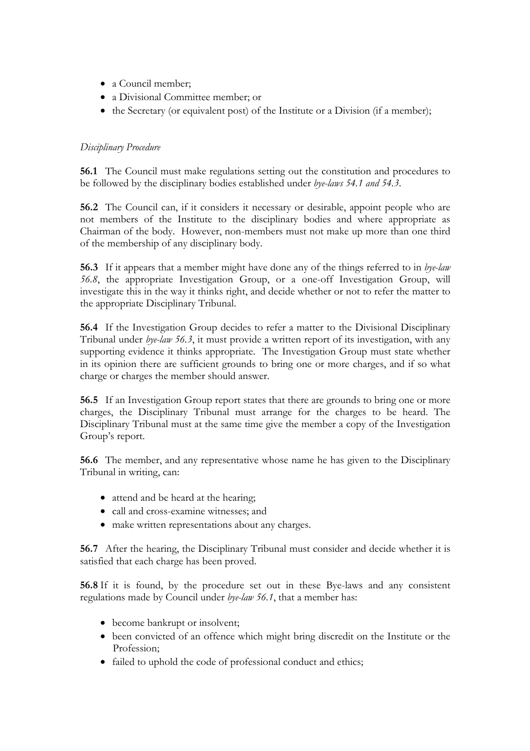- a Council member;
- a Divisional Committee member; or
- the Secretary (or equivalent post) of the Institute or a Division (if a member);

*Disciplinary Procedure*

**56.1** The Council must make regulations setting out the constitution and procedures to be followed by the disciplinary bodies established under *bye-laws 54.1 and 54.3*.

**56.2** The Council can, if it considers it necessary or desirable, appoint people who are not members of the Institute to the disciplinary bodies and where appropriate as Chairman of the body. However, non-members must not make up more than one third of the membership of any disciplinary body.

**56.3** If it appears that a member might have done any of the things referred to in *bye-law 56.8*, the appropriate Investigation Group, or a one-off Investigation Group, will investigate this in the way it thinks right, and decide whether or not to refer the matter to the appropriate Disciplinary Tribunal.

**56.4** If the Investigation Group decides to refer a matter to the Divisional Disciplinary Tribunal under *bye-law 56.3*, it must provide a written report of its investigation, with any supporting evidence it thinks appropriate. The Investigation Group must state whether in its opinion there are sufficient grounds to bring one or more charges, and if so what charge or charges the member should answer.

**56.5** If an Investigation Group report states that there are grounds to bring one or more charges, the Disciplinary Tribunal must arrange for the charges to be heard. The Disciplinary Tribunal must at the same time give the member a copy of the Investigation Group's report.

**56.6** The member, and any representative whose name he has given to the Disciplinary Tribunal in writing, can:

- attend and be heard at the hearing;
- call and cross-examine witnesses; and
- make written representations about any charges.

**56.7** After the hearing, the Disciplinary Tribunal must consider and decide whether it is satisfied that each charge has been proved.

**56.8** If it is found, by the procedure set out in these Bye-laws and any consistent regulations made by Council under *bye-law 56.1*, that a member has:

- become bankrupt or insolvent;
- been convicted of an offence which might bring discredit on the Institute or the Profession;
- failed to uphold the code of professional conduct and ethics;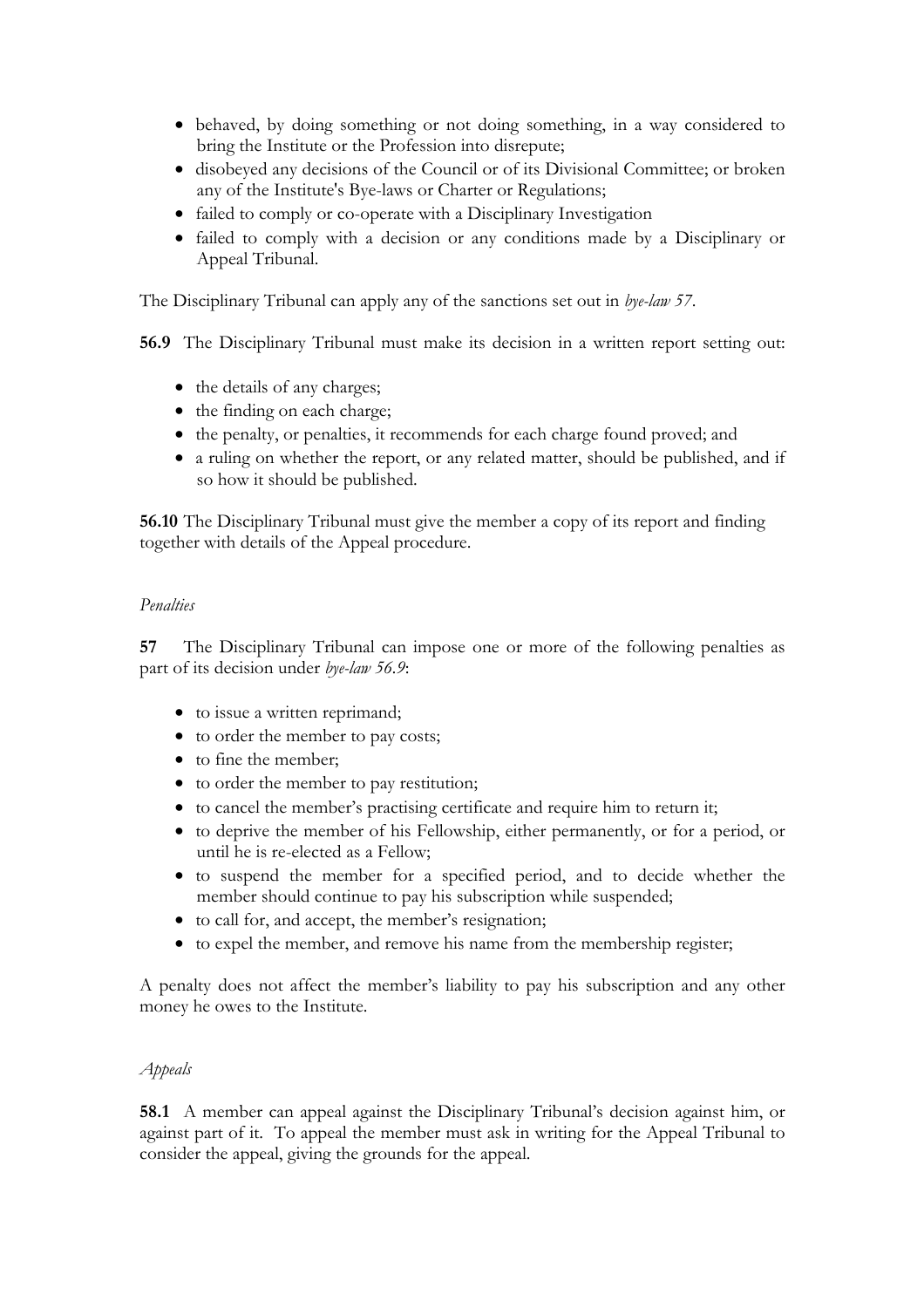- behaved, by doing something or not doing something, in a way considered to bring the Institute or the Profession into disrepute;
- disobeyed any decisions of the Council or of its Divisional Committee; or broken any of the Institute's Bye-laws or Charter or Regulations;
- failed to comply or co-operate with a Disciplinary Investigation
- failed to comply with a decision or any conditions made by a Disciplinary or Appeal Tribunal.

The Disciplinary Tribunal can apply any of the sanctions set out in *bye-law 57*.

**56.9** The Disciplinary Tribunal must make its decision in a written report setting out:

- the details of any charges;
- the finding on each charge;
- the penalty, or penalties, it recommends for each charge found proved; and
- a ruling on whether the report, or any related matter, should be published, and if so how it should be published.

**56.10** The Disciplinary Tribunal must give the member a copy of its report and finding together with details of the Appeal procedure.

*Penalties*

**57** The Disciplinary Tribunal can impose one or more of the following penalties as part of its decision under *bye-law 56.9*:

- to issue a written reprimand;
- to order the member to pay costs;
- to fine the member;
- to order the member to pay restitution;
- to cancel the member's practising certificate and require him to return it;
- to deprive the member of his Fellowship, either permanently, or for a period, or until he is re-elected as a Fellow;
- to suspend the member for a specified period, and to decide whether the member should continue to pay his subscription while suspended;
- to call for, and accept, the member's resignation;
- to expel the member, and remove his name from the membership register;

A penalty does not affect the member's liability to pay his subscription and any other money he owes to the Institute.

*Appeals*

**58.1** A member can appeal against the Disciplinary Tribunal's decision against him, or against part of it. To appeal the member must ask in writing for the Appeal Tribunal to consider the appeal, giving the grounds for the appeal.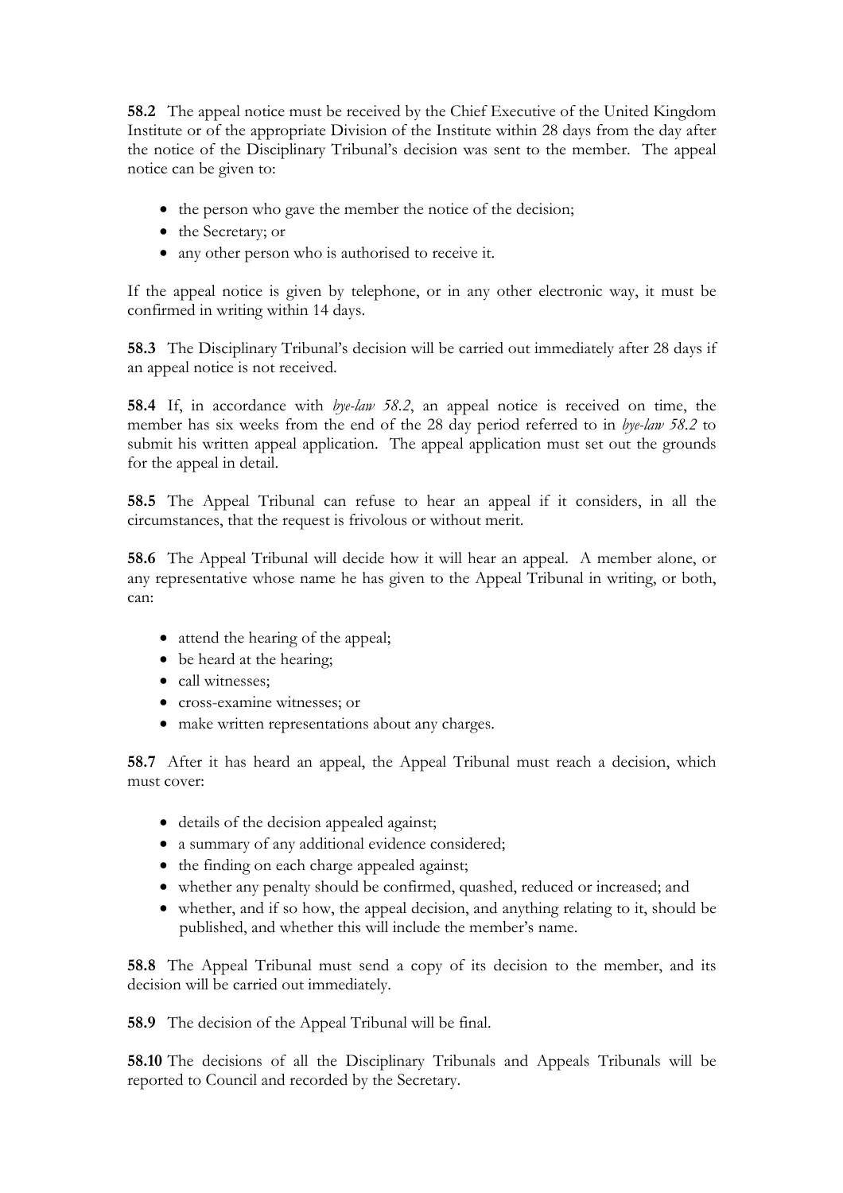**58.2** The appeal notice must be received by the Chief Executive of the United Kingdom Institute or of the appropriate Division of the Institute within 28 days from the day after the notice of the Disciplinary Tribunal's decision was sent to the member. The appeal notice can be given to:

- the person who gave the member the notice of the decision;
- the Secretary; or
- any other person who is authorised to receive it.

If the appeal notice is given by telephone, or in any other electronic way, it must be confirmed in writing within 14 days.

**58.3** The Disciplinary Tribunal's decision will be carried out immediately after 28 days if an appeal notice is not received.

**58.4** If, in accordance with *bye-law 58.2*, an appeal notice is received on time, the member has six weeks from the end of the 28 day period referred to in *bye-law 58.2* to submit his written appeal application. The appeal application must set out the grounds for the appeal in detail.

**58.5** The Appeal Tribunal can refuse to hear an appeal if it considers, in all the circumstances, that the request is frivolous or without merit.

**58.6** The Appeal Tribunal will decide how it will hear an appeal. A member alone, or any representative whose name he has given to the Appeal Tribunal in writing, or both, can:

- attend the hearing of the appeal;
- be heard at the hearing;
- call witnesses;
- cross-examine witnesses; or
- make written representations about any charges.

**58.7** After it has heard an appeal, the Appeal Tribunal must reach a decision, which must cover:

- details of the decision appealed against;
- a summary of any additional evidence considered;
- the finding on each charge appealed against;
- whether any penalty should be confirmed, quashed, reduced or increased; and
- whether, and if so how, the appeal decision, and anything relating to it, should be published, and whether this will include the member's name.

**58.8** The Appeal Tribunal must send a copy of its decision to the member, and its decision will be carried out immediately.

**58.9** The decision of the Appeal Tribunal will be final.

**58.10** The decisions of all the Disciplinary Tribunals and Appeals Tribunals will be reported to Council and recorded by the Secretary.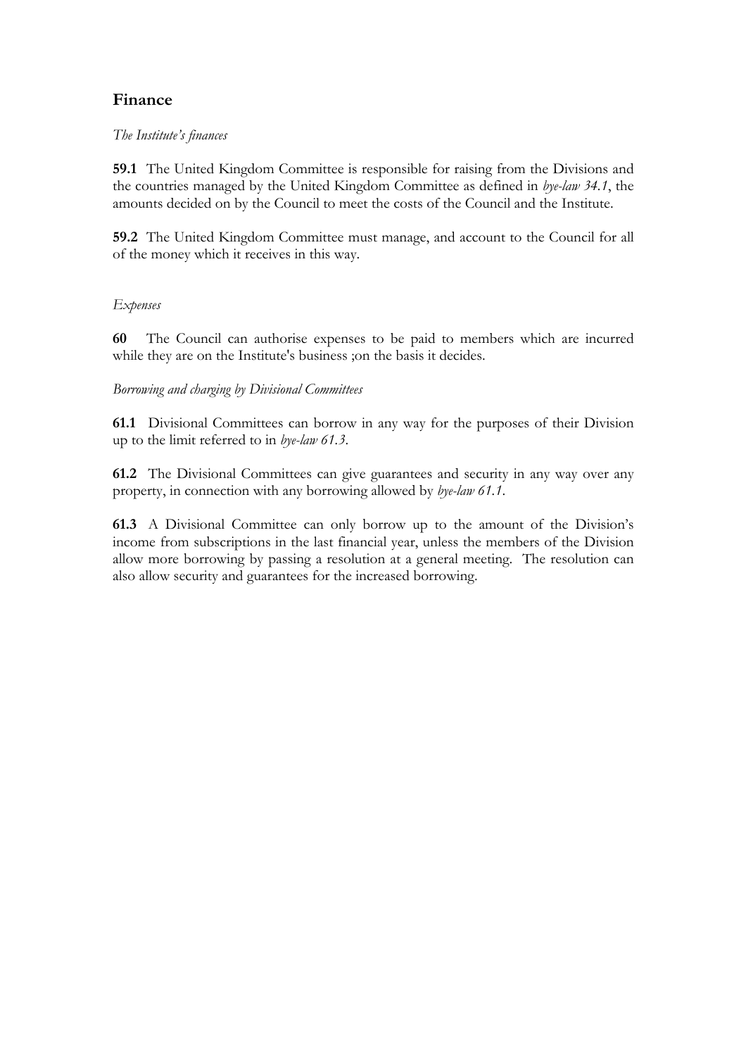## Finance

*The Institute's finances*

**59.1** The United Kingdom Committee is responsible for raising from the Divisions and the countries managed by the United Kingdom Committee as defined in *bye-law 34.1*, the amounts decided on by the Council to meet the costs of the Council and the Institute.

**59.2** The United Kingdom Committee must manage, and account to the Council for all of the money which it receives in this way.

*Expenses*

**60** The Council can authorise expenses to be paid to members which are incurred while they are on the Institute's business ;on the basis it decides.

*Borrowing and charging by Divisional Committees*

**61.1** Divisional Committees can borrow in any way for the purposes of their Division up to the limit referred to in *bye-law 61.3*.

**61.2** The Divisional Committees can give guarantees and security in any way over any property, in connection with any borrowing allowed by *bye-law 61.1*.

**61.3** A Divisional Committee can only borrow up to the amount of the Division's income from subscriptions in the last financial year, unless the members of the Division allow more borrowing by passing a resolution at a general meeting. The resolution can also allow security and guarantees for the increased borrowing.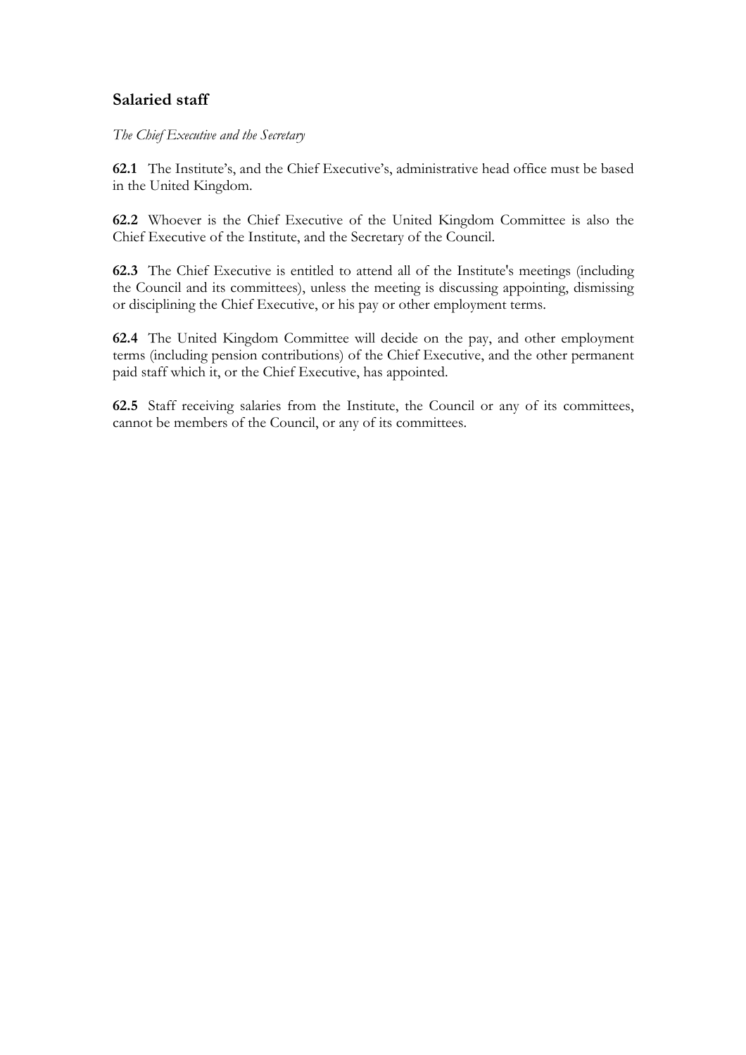## Salaried staff

*The Chief Executive and the Secretary*

**62.1** The Institute's, and the Chief Executive's, administrative head office must be based in the United Kingdom.

**62.2** Whoever is the Chief Executive of the United Kingdom Committee is also the Chief Executive of the Institute, and the Secretary of the Council.

**62.3** The Chief Executive is entitled to attend all of the Institute's meetings (including the Council and its committees), unless the meeting is discussing appointing, dismissing or disciplining the Chief Executive, or his pay or other employment terms.

**62.4** The United Kingdom Committee will decide on the pay, and other employment terms (including pension contributions) of the Chief Executive, and the other permanent paid staff which it, or the Chief Executive, has appointed.

**62.5** Staff receiving salaries from the Institute, the Council or any of its committees, cannot be members of the Council, or any of its committees.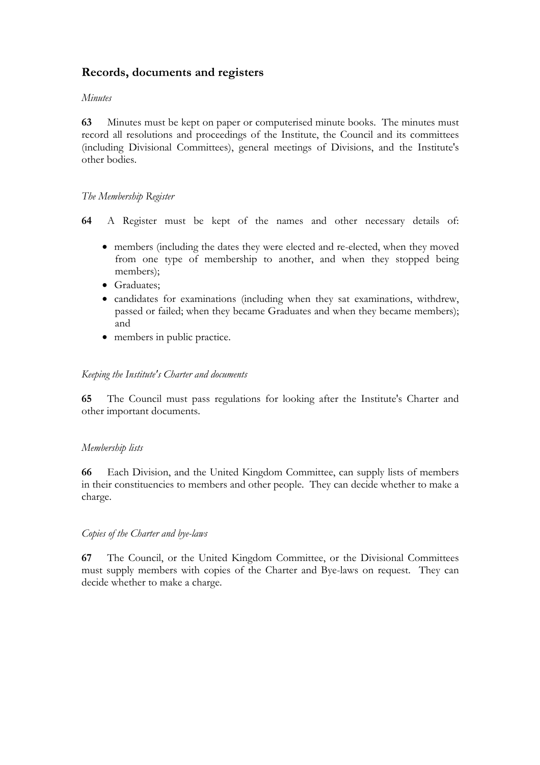## Records, documents and registers

*Minutes*

**63** Minutes must be kept on paper or computerised minute books. The minutes must record all resolutions and proceedings of the Institute, the Council and its committees (including Divisional Committees), general meetings of Divisions, and the Institute's other bodies.

*The Membership Register*

**64** A Register must be kept of the names and other necessary details of:

- members (including the dates they were elected and re-elected, when they moved from one type of membership to another, and when they stopped being members);
- Graduates;
- candidates for examinations (including when they sat examinations, withdrew, passed or failed; when they became Graduates and when they became members); and
- members in public practice.

*Keeping the Institute's Charter and documents*

**65** The Council must pass regulations for looking after the Institute's Charter and other important documents.

*Membership lists*

**66** Each Division, and the United Kingdom Committee, can supply lists of members in their constituencies to members and other people. They can decide whether to make a charge.

*Copies of the Charter and bye-laws*

**67** The Council, or the United Kingdom Committee, or the Divisional Committees must supply members with copies of the Charter and Bye-laws on request. They can decide whether to make a charge.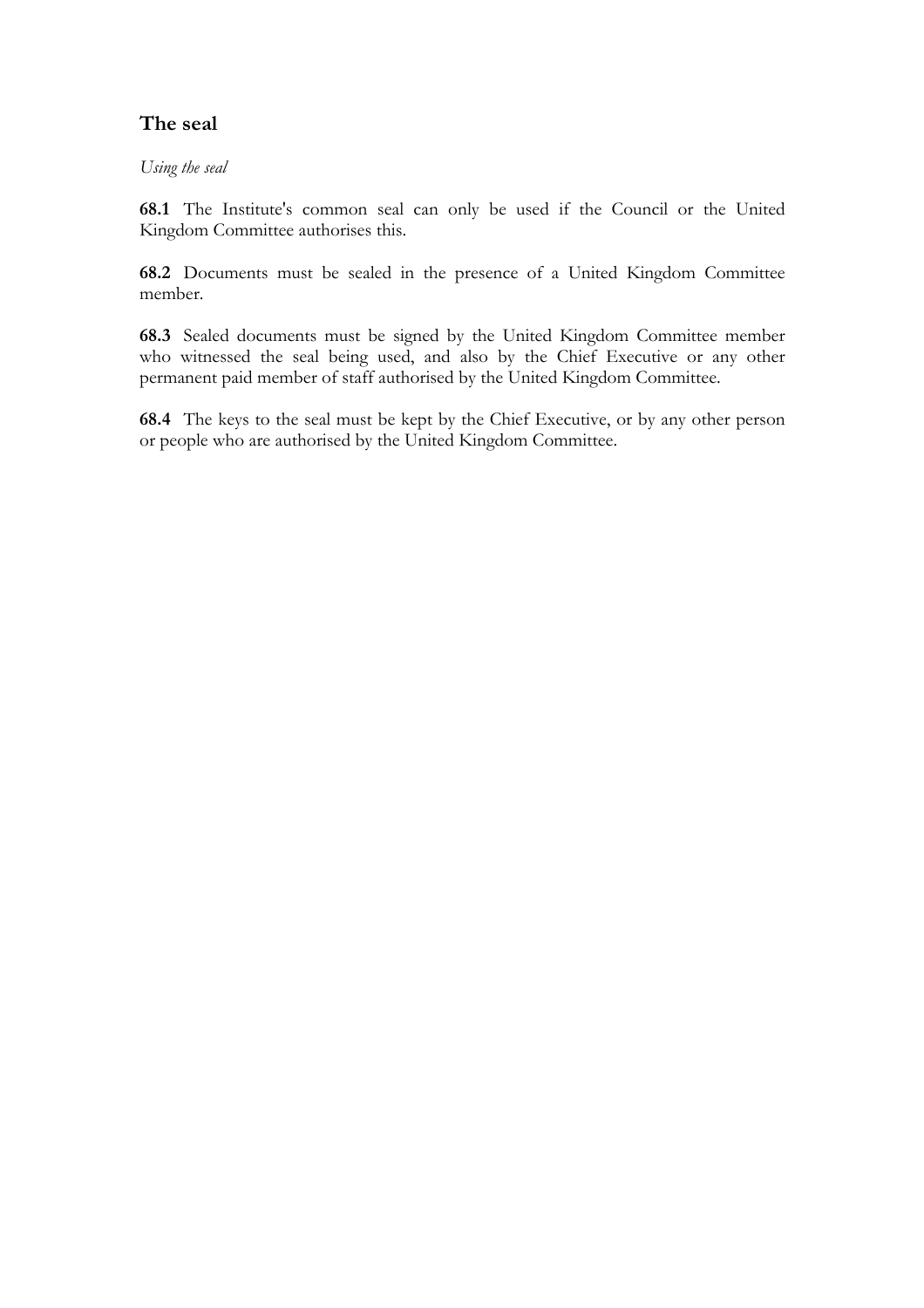## The seal

*Using the seal*

**68.1** The Institute's common seal can only be used if the Council or the United Kingdom Committee authorises this.

**68.2** Documents must be sealed in the presence of a United Kingdom Committee member.

**68.3** Sealed documents must be signed by the United Kingdom Committee member who witnessed the seal being used, and also by the Chief Executive or any other permanent paid member of staff authorised by the United Kingdom Committee.

**68.4** The keys to the seal must be kept by the Chief Executive, or by any other person or people who are authorised by the United Kingdom Committee.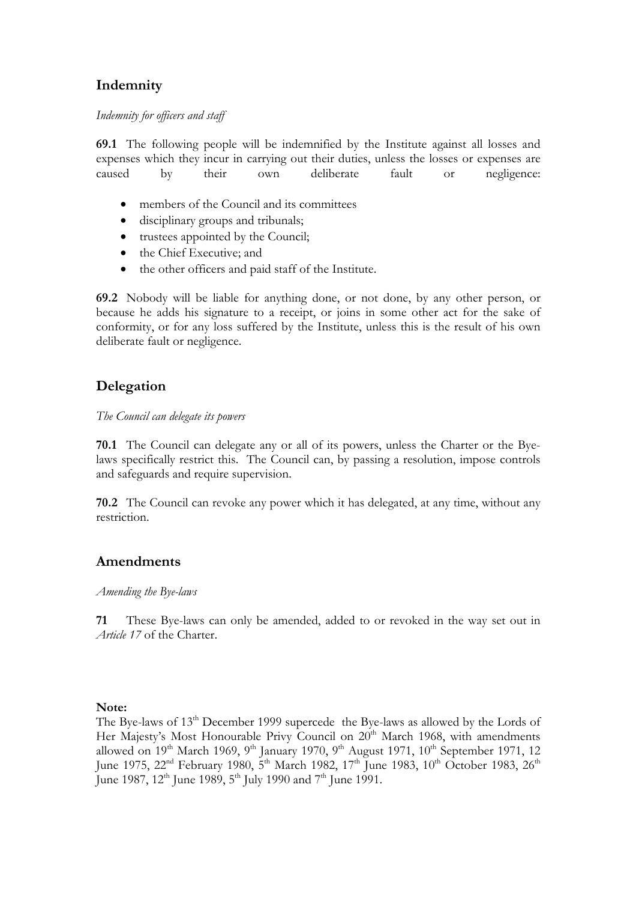## Indemnity

*Indemnity for officers and staff*

**69.1** The following people will be indemnified by the Institute against all losses and expenses which they incur in carrying out their duties, unless the losses or expenses are caused by their own deliberate fault or negligence:

- members of the Council and its committees
- disciplinary groups and tribunals;
- trustees appointed by the Council;
- the Chief Executive; and
- the other officers and paid staff of the Institute.

**69.2** Nobody will be liable for anything done, or not done, by any other person, or because he adds his signature to a receipt, or joins in some other act for the sake of conformity, or for any loss suffered by the Institute, unless this is the result of his own deliberate fault or negligence.

## Delegation

*The Council can delegate its powers*

**70.1** The Council can delegate any or all of its powers, unless the Charter or the Bye-laws specifically restrict this. The Council can, by passing a resolution, impose controls and safeguards and require supervision.

**70.2** The Council can revoke any power which it has delegated, at any time, without any restriction.

## Amendments

*Amending the Bye-laws*

**71** These Bye-laws can only be amended, added to or revoked in the way set out in *Article 17* of the Charter.

**Note:**
The Bye-laws of 13th December 1999 supercede the Bye-laws as allowed by the Lords of Her Majesty's Most Honourable Privy Council on 20th March 1968, with amendments allowed on 19th March 1969, 9th January 1970, 9th August 1971, 10th September 1971, 12 June 1975, 22nd February 1980, 5th March 1982, 17th June 1983, 10th October 1983, 26th June 1987, 12th June 1989, 5th July 1990 and 7th June 1991.